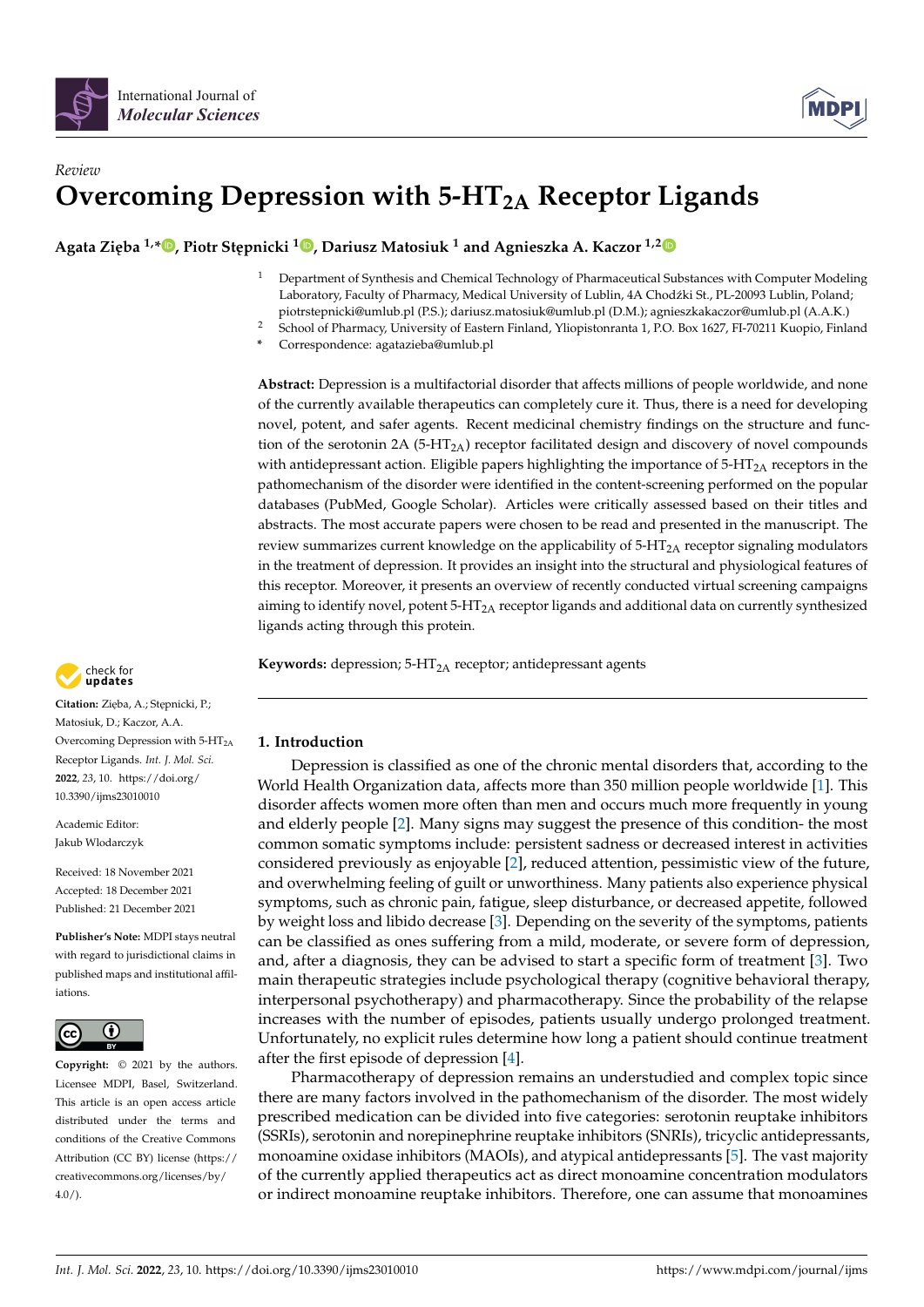*Review*

# Overcoming Depression with 5-$HT_{2A}$ Receptor Ligands

**Agata Zięba [1,*], Piotr Stępnicki [1], Dariusz Matosiuk [1] and Agnieszka A. Kaczor [1,2]**

[1] Department of Synthesis and Chemical Technology of Pharmaceutical Substances with Computer Modeling Laboratory, Faculty of Pharmacy, Medical University of Lublin, 4A Chodźki St., PL-20093 Lublin, Poland; piotrstepnicki@umlub.pl (P.S.); dariusz.matosiuk@umlub.pl (D.M.); agnieszkakaczor@umlub.pl (A.A.K.)

[2] School of Pharmacy, University of Eastern Finland, Yliopistonranta 1, P.O. Box 1627, FI-70211 Kuopio, Finland

\* Correspondence: agatazieba@umlub.pl

**Abstract:** Depression is a multifactorial disorder that affects millions of people worldwide, and none of the currently available therapeutics can completely cure it. Thus, there is a need for developing novel, potent, and safer agents. Recent medicinal chemistry findings on the structure and function of the serotonin 2A (5-$HT_{2A}$) receptor facilitated design and discovery of novel compounds with antidepressant action. Eligible papers highlighting the importance of 5-$HT_{2A}$ receptors in the pathomechanism of the disorder were identified in the content-screening performed on the popular databases (PubMed, Google Scholar). Articles were critically assessed based on their titles and abstracts. The most accurate papers were chosen to be read and presented in the manuscript. The review summarizes current knowledge on the applicability of 5-$HT_{2A}$ receptor signaling modulators in the treatment of depression. It provides an insight into the structural and physiological features of this receptor. Moreover, it presents an overview of recently conducted virtual screening campaigns aiming to identify novel, potent 5-$HT_{2A}$ receptor ligands and additional data on currently synthesized ligands acting through this protein.

**Keywords:** depression; 5-$HT_{2A}$ receptor; antidepressant agents

**Citation:** Zięba, A.; Stępnicki, P.; Matosiuk, D.; Kaczor, A.A. Overcoming Depression with 5-$HT_{2A}$ Receptor Ligands. *Int. J. Mol. Sci.* **2022**, 23, 10. https://doi.org/10.3390/ijms23010010

Academic Editor: Jakub Wlodarczyk

Received: 18 November 2021
Accepted: 18 December 2021
Published: 21 December 2021

**Publisher's Note:** MDPI stays neutral with regard to jurisdictional claims in published maps and institutional affiliations.

**Copyright:** © 2021 by the authors. Licensee MDPI, Basel, Switzerland. This article is an open access article distributed under the terms and conditions of the Creative Commons Attribution (CC BY) license (https://creativecommons.org/licenses/by/4.0/).

## 1. Introduction

Depression is classified as one of the chronic mental disorders that, according to the World Health Organization data, affects more than 350 million people worldwide [1]. This disorder affects women more often than men and occurs much more frequently in young and elderly people [2]. Many signs may suggest the presence of this condition- the most common somatic symptoms include: persistent sadness or decreased interest in activities considered previously as enjoyable [2], reduced attention, pessimistic view of the future, and overwhelming feeling of guilt or unworthiness. Many patients also experience physical symptoms, such as chronic pain, fatigue, sleep disturbance, or decreased appetite, followed by weight loss and libido decrease [3]. Depending on the severity of the symptoms, patients can be classified as ones suffering from a mild, moderate, or severe form of depression, and, after a diagnosis, they can be advised to start a specific form of treatment [3]. Two main therapeutic strategies include psychological therapy (cognitive behavioral therapy, interpersonal psychotherapy) and pharmacotherapy. Since the probability of the relapse increases with the number of episodes, patients usually undergo prolonged treatment. Unfortunately, no explicit rules determine how long a patient should continue treatment after the first episode of depression [4].

Pharmacotherapy of depression remains an understudied and complex topic since there are many factors involved in the pathomechanism of the disorder. The most widely prescribed medication can be divided into five categories: serotonin reuptake inhibitors (SSRIs), serotonin and norepinephrine reuptake inhibitors (SNRIs), tricyclic antidepressants, monoamine oxidase inhibitors (MAOIs), and atypical antidepressants [5]. The vast majority of the currently applied therapeutics act as direct monoamine concentration modulators or indirect monoamine reuptake inhibitors. Therefore, one can assume that monoamines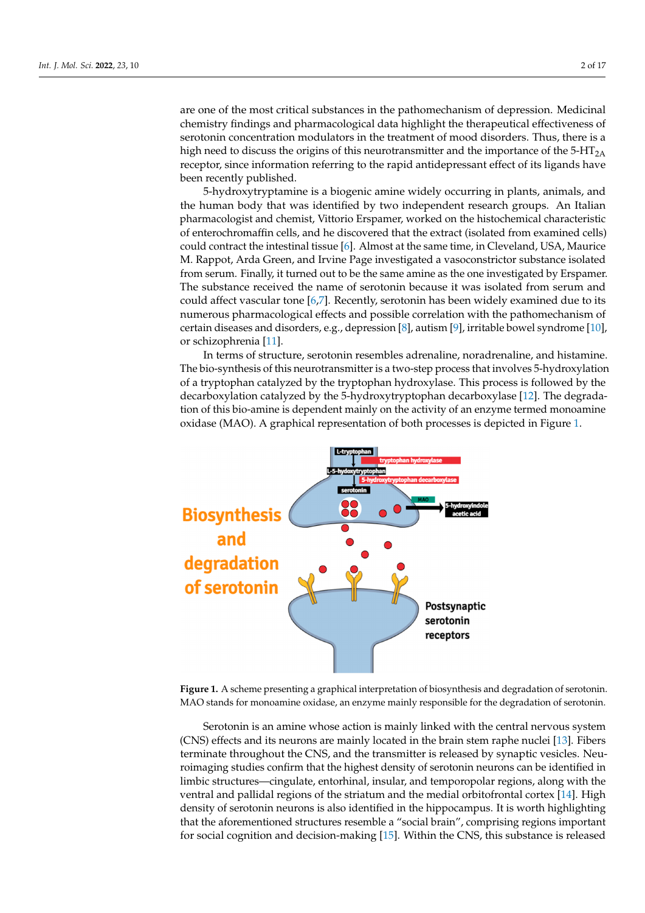are one of the most critical substances in the pathomechanism of depression. Medicinal chemistry findings and pharmacological data highlight the therapeutic effectiveness of serotonin concentration modulators in the treatment of mood disorders. Thus, there is a high need to discuss the origins of this neurotransmitter and the importance of the 5-$HT_{2A}$ receptor, since information referring to the rapid antidepressant effect of its ligands have been recently published.

5-hydroxytryptamine is a biogenic amine widely occurring in plants, animals, and the human body that was identified by two independent research groups. An Italian pharmacologist and chemist, Vittorio Erspamer, worked on the histochemical characteristic of enterochromaffin cells, and he discovered that the extract (isolated from examined cells) could contract the intestinal tissue [6]. Almost at the same time, in Cleveland, USA, Maurice M. Rappot, Arda Green, and Irvine Page investigated a vasoconstrictor substance isolated from serum. Finally, it turned out to be the same amine as the one investigated by Erspamer. The substance received the name of serotonin because it was isolated from serum and could affect vascular tone [6,7]. Recently, serotonin has been widely examined due to its numerous pharmacological effects and possible correlation with the pathomechanism of certain diseases and disorders, e.g., depression [8], autism [9], irritable bowel syndrome [10], or schizophrenia [11].

In terms of structure, serotonin resembles adrenaline, noradrenaline, and histamine. The bio-synthesis of this neurotransmitter is a two-step process that involves 5-hydroxylation of a tryptophan catalyzed by the tryptophan hydroxylase. This process is followed by the decarboxylation catalyzed by the 5-hydroxytryptophan decarboxylase [12]. The degradation of this bio-amine is dependent mainly on the activity of an enzyme termed monoamine oxidase (MAO). A graphical representation of both processes is depicted in Figure 1.

**Figure 1.** A scheme presenting a graphical interpretation of biosynthesis and degradation of serotonin. MAO stands for monoamine oxidase, an enzyme mainly responsible for the degradation of serotonin.

Serotonin is an amine whose action is mainly linked with the central nervous system (CNS) effects and its neurons are mainly located in the brain stem raphe nuclei [13]. Fibers terminate throughout the CNS, and the transmitter is released by synaptic vesicles. Neuroimaging studies confirm that the highest density of serotonin neurons can be identified in limbic structures—cingulate, entorhinal, insular, and temporopolar regions, along with the ventral and pallidal regions of the striatum and the medial orbitofrontal cortex [14]. High density of serotonin neurons is also identified in the hippocampus. It is worth highlighting that the aforementioned structures resemble a "social brain", comprising regions important for social cognition and decision-making [15]. Within the CNS, this substance is released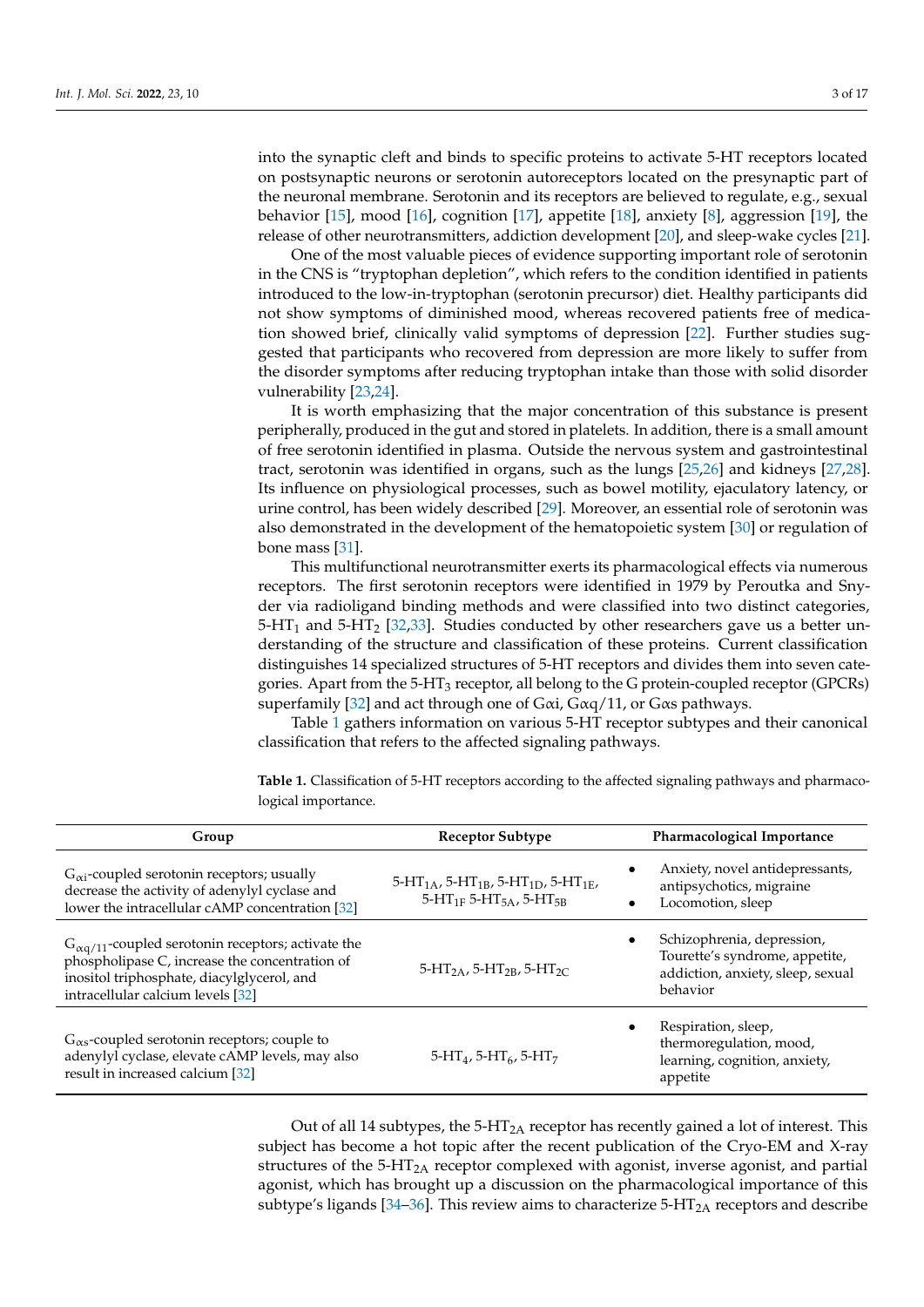into the synaptic cleft and binds to specific proteins to activate 5-HT receptors located on postsynaptic neurons or serotonin autoreceptors located on the presynaptic part of the neuronal membrane. Serotonin and its receptors are believed to regulate, e.g., sexual behavior [15], mood [16], cognition [17], appetite [18], anxiety [8], aggression [19], the release of other neurotransmitters, addiction development [20], and sleep-wake cycles [21].

One of the most valuable pieces of evidence supporting important role of serotonin in the CNS is "tryptophan depletion", which refers to the condition identified in patients introduced to the low-in-tryptophan (serotonin precursor) diet. Healthy participants did not show symptoms of diminished mood, whereas recovered patients free of medication showed brief, clinically valid symptoms of depression [22]. Further studies suggested that participants who recovered from depression are more likely to suffer from the disorder symptoms after reducing tryptophan intake than those with solid disorder vulnerability [23,24].

It is worth emphasizing that the major concentration of this substance is present peripherally, produced in the gut and stored in platelets. In addition, there is a small amount of free serotonin identified in plasma. Outside the nervous system and gastrointestinal tract, serotonin was identified in organs, such as the lungs [25,26] and kidneys [27,28]. Its influence on physiological processes, such as bowel motility, ejaculatory latency, or urine control, has been widely described [29]. Moreover, an essential role of serotonin was also demonstrated in the development of the hematopoietic system [30] or regulation of bone mass [31].

This multifunctional neurotransmitter exerts its pharmacological effects via numerous receptors. The first serotonin receptors were identified in 1979 by Peroutka and Snyder via radioligand binding methods and were classified into two distinct categories, $5\text{-HT}_1$ and $5\text{-HT}_2$ [32,33]. Studies conducted by other researchers gave us a better understanding of the structure and classification of these proteins. Current classification distinguishes 14 specialized structures of 5-HT receptors and divides them into seven categories. Apart from the $5\text{-HT}_3$ receptor, all belong to the G protein-coupled receptor (GPCRs) superfamily [32] and act through one of Gαi, Gαq/11, or Gαs pathways.

Table 1 gathers information on various 5-HT receptor subtypes and their canonical classification that refers to the affected signaling pathways.

**Table 1.** Classification of 5-HT receptors according to the affected signaling pathways and pharmacological importance.

| Group | Receptor Subtype | Pharmacological Importance |
| --- | --- | --- |
| $G_{\alpha i}$-coupled serotonin receptors; usually decrease the activity of adenylyl cyclase and lower the intracellular cAMP concentration [32] | $5\text{-HT}_{1A}$, $5\text{-HT}_{1B}$, $5\text{-HT}_{1D}$, $5\text{-HT}_{1E}$, $5\text{-HT}_{1F}$ $5\text{-HT}_{5A}$, $5\text{-HT}_{5B}$ | • Anxiety, novel antidepressants, antipsychotics, migraine<br>• Locomotion, sleep |
| $G_{\alpha q/11}$-coupled serotonin receptors; activate the phospholipase C, increase the concentration of inositol triphosphate, diacylglycerol, and intracellular calcium levels [32] | $5\text{-HT}_{2A}$, $5\text{-HT}_{2B}$, $5\text{-HT}_{2C}$ | • Schizophrenia, depression, Tourette's syndrome, appetite, addiction, anxiety, sleep, sexual behavior |
| $G_{\alpha s}$-coupled serotonin receptors; couple to adenylyl cyclase, elevate cAMP levels, may also result in increased calcium [32] | $5\text{-HT}_4$, $5\text{-HT}_6$, $5\text{-HT}_7$ | • Respiration, sleep, thermoregulation, mood, learning, cognition, anxiety, appetite |

Out of all 14 subtypes, the $5\text{-HT}_{2A}$ receptor has recently gained a lot of interest. This subject has become a hot topic after the recent publication of the Cryo-EM and X-ray structures of the $5\text{-HT}_{2A}$ receptor complexed with agonist, inverse agonist, and partial agonist, which has brought up a discussion on the pharmacological importance of this subtype's ligands [34–36]. This review aims to characterize $5\text{-HT}_{2A}$ receptors and describe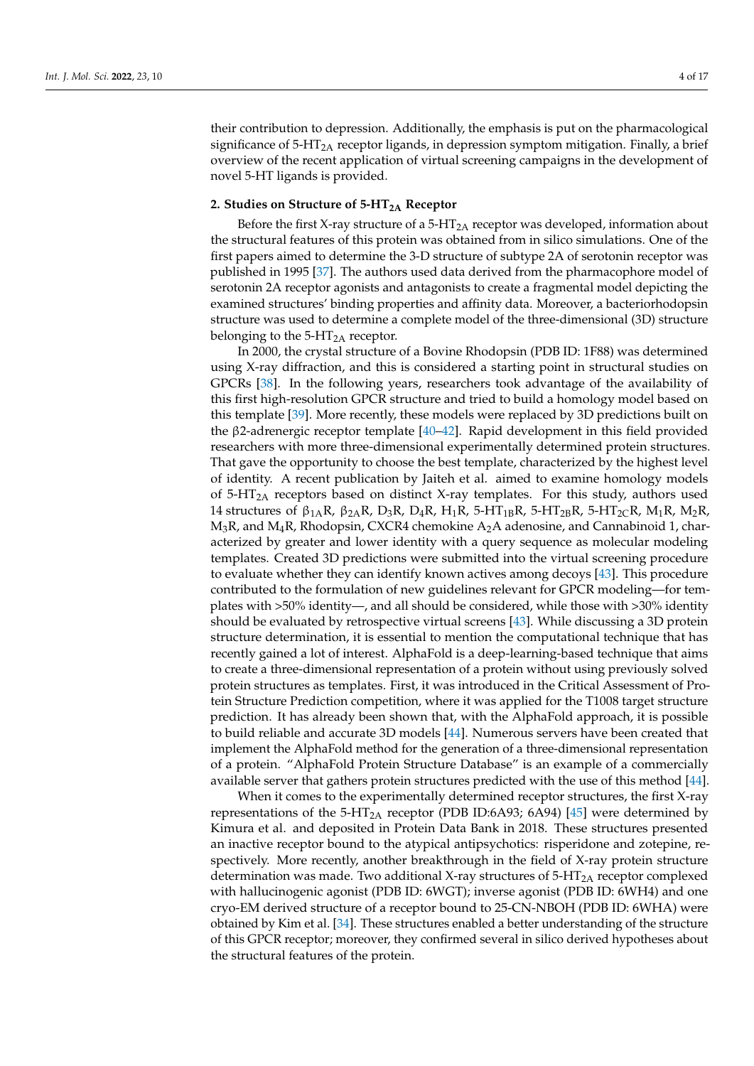their contribution to depression. Additionally, the emphasis is put on the pharmacological significance of 5-$HT_{2A}$ receptor ligands, in depression symptom mitigation. Finally, a brief overview of the recent application of virtual screening campaigns in the development of novel 5-HT ligands is provided.

## 2. Studies on Structure of 5-$HT_{2A}$ Receptor

Before the first X-ray structure of a 5-$HT_{2A}$ receptor was developed, information about the structural features of this protein was obtained from in silico simulations. One of the first papers aimed to determine the 3-D structure of subtype 2A of serotonin receptor was published in 1995 [37]. The authors used data derived from the pharmacophore model of serotonin 2A receptor agonists and antagonists to create a fragmental model depicting the examined structures' binding properties and affinity data. Moreover, a bacteriorhodopsin structure was used to determine a complete model of the three-dimensional (3D) structure belonging to the 5-$HT_{2A}$ receptor.

In 2000, the crystal structure of a Bovine Rhodopsin (PDB ID: 1F88) was determined using X-ray diffraction, and this is considered a starting point in structural studies on GPCRs [38]. In the following years, researchers took advantage of the availability of this first high-resolution GPCR structure and tried to build a homology model based on this template [39]. More recently, these models were replaced by 3D predictions built on the β2-adrenergic receptor template [40–42]. Rapid development in this field provided researchers with more three-dimensional experimentally determined protein structures. That gave the opportunity to choose the best template, characterized by the highest level of identity. A recent publication by Jaiteh et al. aimed to examine homology models of 5-$HT_{2A}$ receptors based on distinct X-ray templates. For this study, authors used 14 structures of $β_{1A}$R, $β_{2A}$R, $D_3$R, $D_4$R, $H_1$R, 5-$HT_{1B}$R, 5-$HT_{2B}$R, 5-$HT_{2C}$R, $M_1$R, $M_2$R, $M_3$R, and $M_4$R, Rhodopsin, CXCR4 chemokine $A_2$A adenosine, and Cannabinoid 1, characterized by greater and lower identity with a query sequence as molecular modeling templates. Created 3D predictions were submitted into the virtual screening procedure to evaluate whether they can identify known actives among decoys [43]. This procedure contributed to the formulation of new guidelines relevant for GPCR modeling—for templates with >50% identity—, and all should be considered, while those with >30% identity should be evaluated by retrospective virtual screens [43]. While discussing a 3D protein structure determination, it is essential to mention the computational technique that has recently gained a lot of interest. AlphaFold is a deep-learning-based technique that aims to create a three-dimensional representation of a protein without using previously solved protein structures as templates. First, it was introduced in the Critical Assessment of Protein Structure Prediction competition, where it was applied for the T1008 target structure prediction. It has already been shown that, with the AlphaFold approach, it is possible to build reliable and accurate 3D models [44]. Numerous servers have been created that implement the AlphaFold method for the generation of a three-dimensional representation of a protein. "AlphaFold Protein Structure Database" is an example of a commercially available server that gathers protein structures predicted with the use of this method [44].

When it comes to the experimentally determined receptor structures, the first X-ray representations of the 5-$HT_{2A}$ receptor (PDB ID:6A93; 6A94) [45] were determined by Kimura et al. and deposited in Protein Data Bank in 2018. These structures presented an inactive receptor bound to the atypical antipsychotics: risperidone and zotepine, respectively. More recently, another breakthrough in the field of X-ray protein structure determination was made. Two additional X-ray structures of 5-$HT_{2A}$ receptor complexed with hallucinogenic agonist (PDB ID: 6WGT); inverse agonist (PDB ID: 6WH4) and one cryo-EM derived structure of a receptor bound to 25-CN-NBOH (PDB ID: 6WHA) were obtained by Kim et al. [34]. These structures enabled a better understanding of the structure of this GPCR receptor; moreover, they confirmed several in silico derived hypotheses about the structural features of the protein.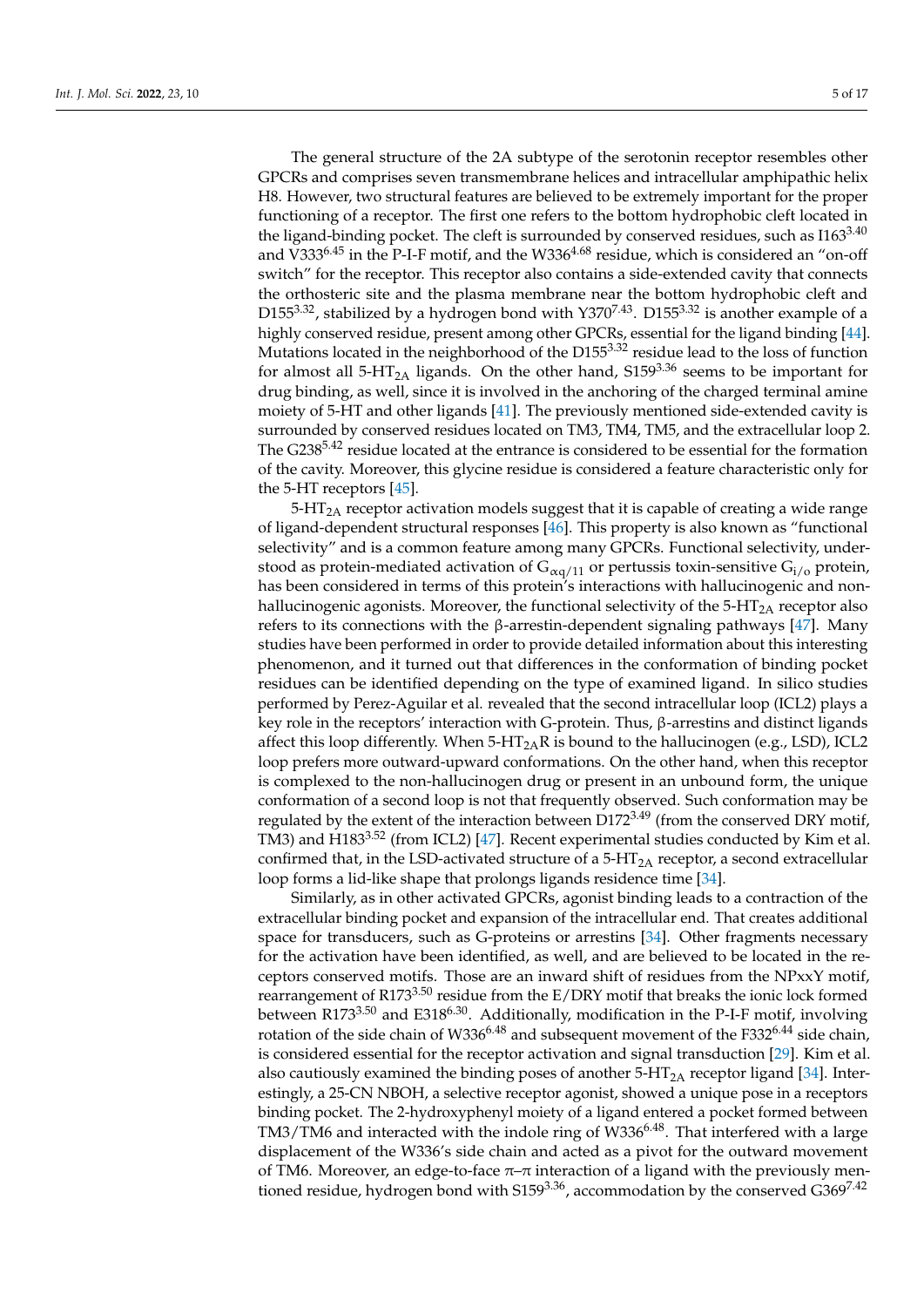The general structure of the 2A subtype of the serotonin receptor resembles other GPCRs and comprises seven transmembrane helices and intracellular amphipathic helix H8. However, two structural features are believed to be extremely important for the proper functioning of a receptor. The first one refers to the bottom hydrophobic cleft located in the ligand-binding pocket. The cleft is surrounded by conserved residues, such as I163$^{3.40}$ and V333$^{6.45}$ in the P-I-F motif, and the W336$^{4.68}$ residue, which is considered an "on-off switch" for the receptor. This receptor also contains a side-extended cavity that connects the orthosteric site and the plasma membrane near the bottom hydrophobic cleft and D155$^{3.32}$, stabilized by a hydrogen bond with Y370$^{7.43}$. D155$^{3.32}$ is another example of a highly conserved residue, present among other GPCRs, essential for the ligand binding [44]. Mutations located in the neighborhood of the D155$^{3.32}$ residue lead to the loss of function for almost all 5-HT$_{2A}$ ligands. On the other hand, S159$^{3.36}$ seems to be important for drug binding, as well, since it is involved in the anchoring of the charged terminal amine moiety of 5-HT and other ligands [41]. The previously mentioned side-extended cavity is surrounded by conserved residues located on TM3, TM4, TM5, and the extracellular loop 2. The G238$^{5.42}$ residue located at the entrance is considered to be essential for the formation of the cavity. Moreover, this glycine residue is considered a feature characteristic only for the 5-HT receptors [45].

5-HT$_{2A}$ receptor activation models suggest that it is capable of creating a wide range of ligand-dependent structural responses [46]. This property is also known as "functional selectivity" and is a common feature among many GPCRs. Functional selectivity, understood as protein-mediated activation of G$_{\alpha q/11}$ or pertussis toxin-sensitive G$_{i/o}$ protein, has been considered in terms of this protein's interactions with hallucinogenic and non-hallucinogenic agonists. Moreover, the functional selectivity of the 5-HT$_{2A}$ receptor also refers to its connections with the β-arrestin-dependent signaling pathways [47]. Many studies have been performed in order to provide detailed information about this interesting phenomenon, and it turned out that differences in the conformation of binding pocket residues can be identified depending on the type of examined ligand. In silico studies performed by Perez-Aguilar et al. revealed that the second intracellular loop (ICL2) plays a key role in the receptors' interaction with G-protein. Thus, β-arrestins and distinct ligands affect this loop differently. When 5-HT$_{2A}$R is bound to the hallucinogen (e.g., LSD), ICL2 loop prefers more outward-upward conformations. On the other hand, when this receptor is complexed to the non-hallucinogen drug or present in an unbound form, the unique conformation of a second loop is not that frequently observed. Such conformation may be regulated by the extent of the interaction between D172$^{3.49}$ (from the conserved DRY motif, TM3) and H183$^{3.52}$ (from ICL2) [47]. Recent experimental studies conducted by Kim et al. confirmed that, in the LSD-activated structure of a 5-HT$_{2A}$ receptor, a second extracellular loop forms a lid-like shape that prolongs ligands residence time [34].

Similarly, as in other activated GPCRs, agonist binding leads to a contraction of the extracellular binding pocket and expansion of the intracellular end. That creates additional space for transducers, such as G-proteins or arrestins [34]. Other fragments necessary for the activation have been identified, as well, and are believed to be located in the receptors conserved motifs. Those are an inward shift of residues from the NPxxY motif, rearrangement of R173$^{3.50}$ residue from the E/DRY motif that breaks the ionic lock formed between R173$^{3.50}$ and E318$^{6.30}$. Additionally, modification in the P-I-F motif, involving rotation of the side chain of W336$^{6.48}$ and subsequent movement of the F332$^{6.44}$ side chain, is considered essential for the receptor activation and signal transduction [29]. Kim et al. also cautiously examined the binding poses of another 5-HT$_{2A}$ receptor ligand [34]. Interestingly, a 25-CN NBOH, a selective receptor agonist, showed a unique pose in a receptors binding pocket. The 2-hydroxyphenyl moiety of a ligand entered a pocket formed between TM3/TM6 and interacted with the indole ring of W336$^{6.48}$. That interfered with a large displacement of the W336's side chain and acted as a pivot for the outward movement of TM6. Moreover, an edge-to-face π–π interaction of a ligand with the previously mentioned residue, hydrogen bond with S159$^{3.36}$, accommodation by the conserved G369$^{7.42}$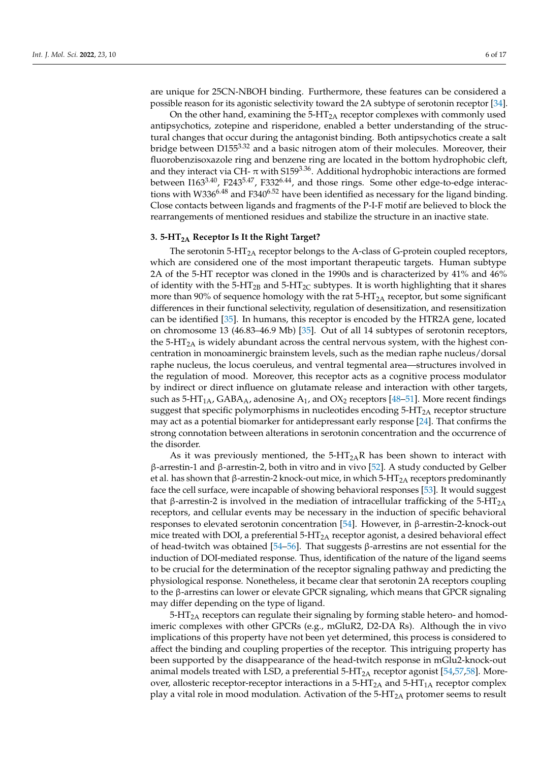are unique for 25CN-NBOH binding. Furthermore, these features can be considered a possible reason for its agonistic selectivity toward the 2A subtype of serotonin receptor [34].

On the other hand, examining the 5-$HT_{2A}$ receptor complexes with commonly used antipsychotics, zotepine and risperidone, enabled a better understanding of the structural changes that occur during the antagonist binding. Both antipsychotics create a salt bridge between $D155^{3.32}$ and a basic nitrogen atom of their molecules. Moreover, their fluorobenzisoxazole ring and benzene ring are located in the bottom hydrophobic cleft, and they interact via CH- π with $S159^{3.36}$. Additional hydrophobic interactions are formed between $I163^{3.40}$, $F243^{5.47}$, $F332^{6.44}$, and those rings. Some other edge-to-edge interactions with $W336^{6.48}$ and $F340^{6.52}$ have been identified as necessary for the ligand binding. Close contacts between ligands and fragments of the P-I-F motif are believed to block the rearrangements of mentioned residues and stabilize the structure in an inactive state.

## 3. 5-$HT_{2A}$ Receptor Is It the Right Target?

The serotonin 5-$HT_{2A}$ receptor belongs to the A-class of G-protein coupled receptors, which are considered one of the most important therapeutic targets. Human subtype 2A of the 5-HT receptor was cloned in the 1990s and is characterized by 41% and 46% of identity with the 5-$HT_{2B}$ and 5-$HT_{2C}$ subtypes. It is worth highlighting that it shares more than 90% of sequence homology with the rat 5-$HT_{2A}$ receptor, but some significant differences in their functional selectivity, regulation of desensitization, and resensitization can be identified [35]. In humans, this receptor is encoded by the HTR2A gene, located on chromosome 13 (46.83–46.9 Mb) [35]. Out of all 14 subtypes of serotonin receptors, the 5-$HT_{2A}$ is widely abundant across the central nervous system, with the highest concentration in monoaminergic brainstem levels, such as the median raphe nucleus/dorsal raphe nucleus, the locus coeruleus, and ventral tegmental area—structures involved in the regulation of mood. Moreover, this receptor acts as a cognitive process modulator by indirect or direct influence on glutamate release and interaction with other targets, such as 5-$HT_{1A}$, $GABA_A$, adenosine $A_1$, and $OX_2$ receptors [48–51]. More recent findings suggest that specific polymorphisms in nucleotides encoding 5-$HT_{2A}$ receptor structure may act as a potential biomarker for antidepressant early response [24]. That confirms the strong connotation between alterations in serotonin concentration and the occurrence of the disorder.

As it was previously mentioned, the 5-$HT_{2A}$R has been shown to interact with β-arrestin-1 and β-arrestin-2, both in vitro and in vivo [52]. A study conducted by Gelber et al. has shown that β-arrestin-2 knock-out mice, in which 5-$HT_{2A}$ receptors predominantly face the cell surface, were incapable of showing behavioral responses [53]. It would suggest that β-arrestin-2 is involved in the mediation of intracellular trafficking of the 5-$HT_{2A}$ receptors, and cellular events may be necessary in the induction of specific behavioral responses to elevated serotonin concentration [54]. However, in β-arrestin-2-knock-out mice treated with DOI, a preferential 5-$HT_{2A}$ receptor agonist, a desired behavioral effect of head-twitch was obtained [54–56]. That suggests β-arrestins are not essential for the induction of DOI-mediated response. Thus, identification of the nature of the ligand seems to be crucial for the determination of the receptor signaling pathway and predicting the physiological response. Nonetheless, it became clear that serotonin 2A receptors coupling to the β-arrestins can lower or elevate GPCR signaling, which means that GPCR signaling may differ depending on the type of ligand.

5-$HT_{2A}$ receptors can regulate their signaling by forming stable hetero- and homodimeric complexes with other GPCRs (e.g., mGluR2, D2-DA Rs). Although the in vivo implications of this property have not been yet determined, this process is considered to affect the binding and coupling properties of the receptor. This intriguing property has been supported by the disappearance of the head-twitch response in mGlu2-knock-out animal models treated with LSD, a preferential 5-$HT_{2A}$ receptor agonist [54,57,58]. Moreover, allosteric receptor-receptor interactions in a 5-$HT_{2A}$ and 5-$HT_{1A}$ receptor complex play a vital role in mood modulation. Activation of the 5-$HT_{2A}$ protomer seems to result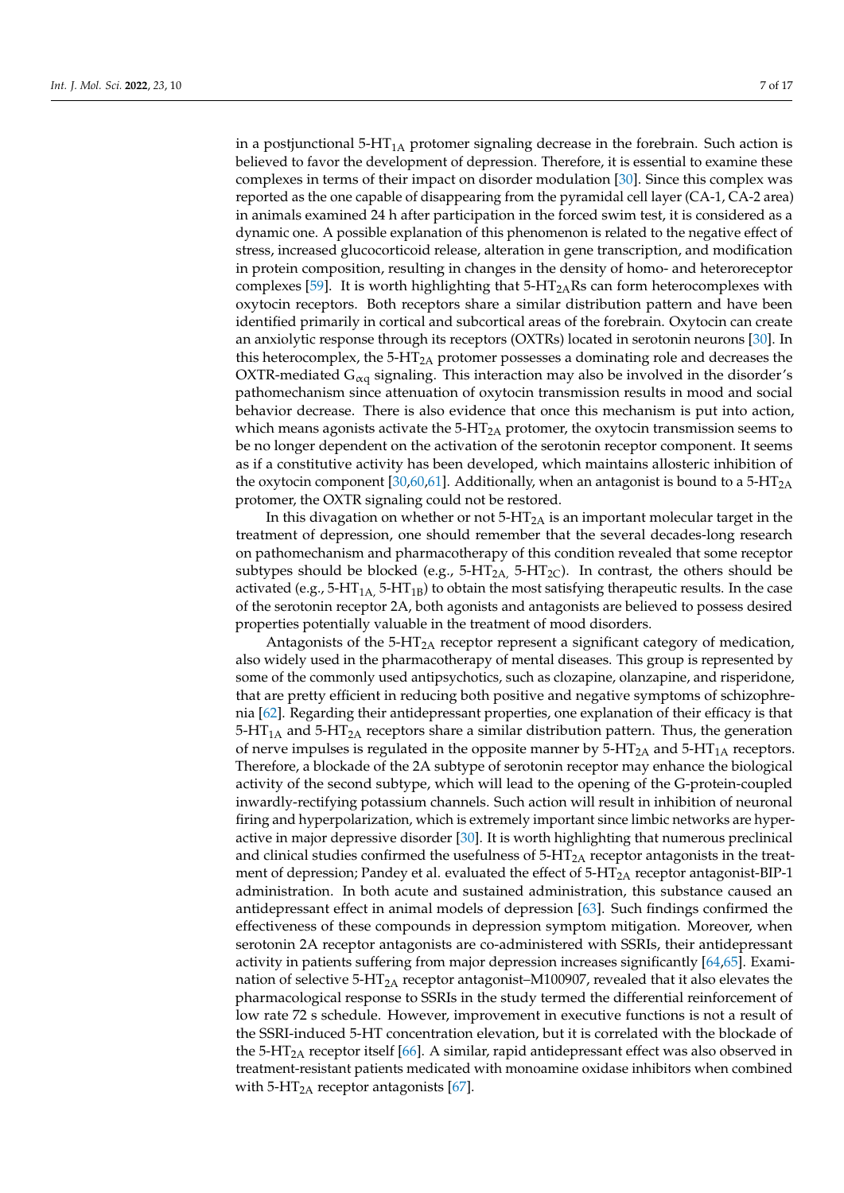in a postjunctional 5-HT$_{1A}$ protomer signaling decrease in the forebrain. Such action is believed to favor the development of depression. Therefore, it is essential to examine these complexes in terms of their impact on disorder modulation [30]. Since this complex was reported as the one capable of disappearing from the pyramidal cell layer (CA-1, CA-2 area) in animals examined 24 h after participation in the forced swim test, it is considered as a dynamic one. A possible explanation of this phenomenon is related to the negative effect of stress, increased glucocorticoid release, alteration in gene transcription, and modification in protein composition, resulting in changes in the density of homo- and heteroreceptor complexes [59]. It is worth highlighting that 5-HT$_{2A}$Rs can form heterocomplexes with oxytocin receptors. Both receptors share a similar distribution pattern and have been identified primarily in cortical and subcortical areas of the forebrain. Oxytocin can create an anxiolytic response through its receptors (OXTRs) located in serotonin neurons [30]. In this heterocomplex, the 5-HT$_{2A}$ protomer possesses a dominating role and decreases the OXTR-mediated $G_{\alpha q}$ signaling. This interaction may also be involved in the disorder's pathomechanism since attenuation of oxytocin transmission results in mood and social behavior decrease. There is also evidence that once this mechanism is put into action, which means agonists activate the 5-HT$_{2A}$ protomer, the oxytocin transmission seems to be no longer dependent on the activation of the serotonin receptor component. It seems as if a constitutive activity has been developed, which maintains allosteric inhibition of the oxytocin component [30,60,61]. Additionally, when an antagonist is bound to a 5-HT$_{2A}$ protomer, the OXTR signaling could not be restored.

In this divagation on whether or not 5-HT$_{2A}$ is an important molecular target in the treatment of depression, one should remember that the several decades-long research on pathomechanism and pharmacotherapy of this condition revealed that some receptor subtypes should be blocked (e.g., 5-HT$_{2A,}$ 5-HT$_{2C}$). In contrast, the others should be activated (e.g., 5-HT$_{1A,}$ 5-HT$_{1B}$) to obtain the most satisfying therapeutic results. In the case of the serotonin receptor 2A, both agonists and antagonists are believed to possess desired properties potentially valuable in the treatment of mood disorders.

Antagonists of the 5-HT$_{2A}$ receptor represent a significant category of medication, also widely used in the pharmacotherapy of mental diseases. This group is represented by some of the commonly used antipsychotics, such as clozapine, olanzapine, and risperidone, that are pretty efficient in reducing both positive and negative symptoms of schizophrenia [62]. Regarding their antidepressant properties, one explanation of their efficacy is that 5-HT$_{1A}$ and 5-HT$_{2A}$ receptors share a similar distribution pattern. Thus, the generation of nerve impulses is regulated in the opposite manner by 5-HT$_{2A}$ and 5-HT$_{1A}$ receptors. Therefore, a blockade of the 2A subtype of serotonin receptor may enhance the biological activity of the second subtype, which will lead to the opening of the G-protein-coupled inwardly-rectifying potassium channels. Such action will result in inhibition of neuronal firing and hyperpolarization, which is extremely important since limbic networks are hyperactive in major depressive disorder [30]. It is worth highlighting that numerous preclinical and clinical studies confirmed the usefulness of 5-HT$_{2A}$ receptor antagonists in the treatment of depression; Pandey et al. evaluated the effect of 5-HT$_{2A}$ receptor antagonist-BIP-1 administration. In both acute and sustained administration, this substance caused an antidepressant effect in animal models of depression [63]. Such findings confirmed the effectiveness of these compounds in depression symptom mitigation. Moreover, when serotonin 2A receptor antagonists are co-administered with SSRIs, their antidepressant activity in patients suffering from major depression increases significantly [64,65]. Examination of selective 5-HT$_{2A}$ receptor antagonist–M100907, revealed that it also elevates the pharmacological response to SSRIs in the study termed the differential reinforcement of low rate 72 s schedule. However, improvement in executive functions is not a result of the SSRI-induced 5-HT concentration elevation, but it is correlated with the blockade of the 5-HT$_{2A}$ receptor itself [66]. A similar, rapid antidepressant effect was also observed in treatment-resistant patients medicated with monoamine oxidase inhibitors when combined with 5-HT$_{2A}$ receptor antagonists [67].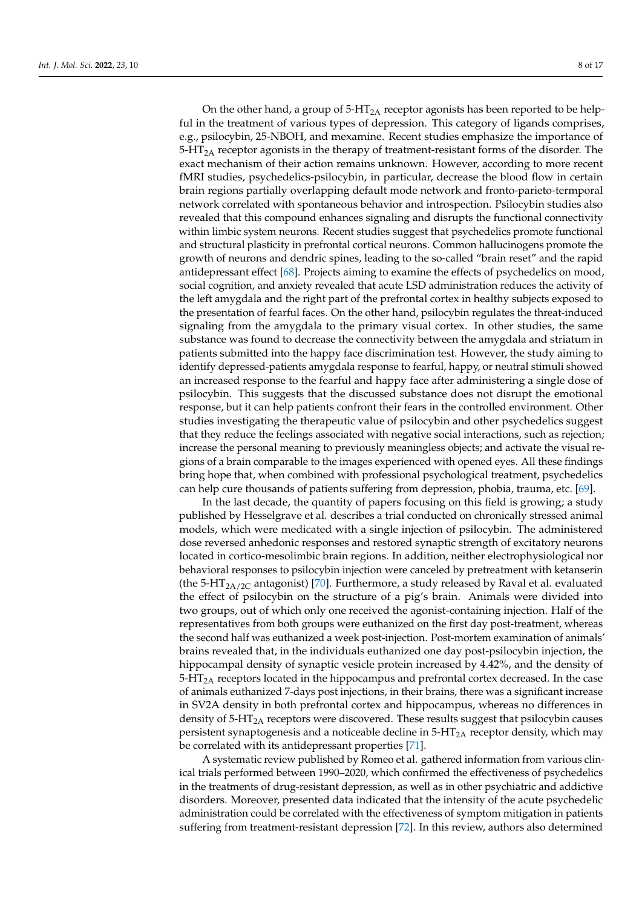On the other hand, a group of 5-$HT_{2A}$ receptor agonists has been reported to be helpful in the treatment of various types of depression. This category of ligands comprises, e.g., psilocybin, 25-NBOH, and mexamine. Recent studies emphasize the importance of 5-$HT_{2A}$ receptor agonists in the therapy of treatment-resistant forms of the disorder. The exact mechanism of their action remains unknown. However, according to more recent fMRI studies, psychedelics-psilocybin, in particular, decrease the blood flow in certain brain regions partially overlapping default mode network and fronto-parieto-termporal network correlated with spontaneous behavior and introspection. Psilocybin studies also revealed that this compound enhances signaling and disrupts the functional connectivity within limbic system neurons. Recent studies suggest that psychedelics promote functional and structural plasticity in prefrontal cortical neurons. Common hallucinogens promote the growth of neurons and dendric spines, leading to the so-called "brain reset" and the rapid antidepressant effect [68]. Projects aiming to examine the effects of psychedelics on mood, social cognition, and anxiety revealed that acute LSD administration reduces the activity of the left amygdala and the right part of the prefrontal cortex in healthy subjects exposed to the presentation of fearful faces. On the other hand, psilocybin regulates the threat-induced signaling from the amygdala to the primary visual cortex. In other studies, the same substance was found to decrease the connectivity between the amygdala and striatum in patients submitted into the happy face discrimination test. However, the study aiming to identify depressed-patients amygdala response to fearful, happy, or neutral stimuli showed an increased response to the fearful and happy face after administering a single dose of psilocybin. This suggests that the discussed substance does not disrupt the emotional response, but it can help patients confront their fears in the controlled environment. Other studies investigating the therapeutic value of psilocybin and other psychedelics suggest that they reduce the feelings associated with negative social interactions, such as rejection; increase the personal meaning to previously meaningless objects; and activate the visual regions of a brain comparable to the images experienced with opened eyes. All these findings bring hope that, when combined with professional psychological treatment, psychedelics can help cure thousands of patients suffering from depression, phobia, trauma, etc. [69].

In the last decade, the quantity of papers focusing on this field is growing; a study published by Hesselgrave et al. describes a trial conducted on chronically stressed animal models, which were medicated with a single injection of psilocybin. The administered dose reversed anhedonic responses and restored synaptic strength of excitatory neurons located in cortico-mesolimbic brain regions. In addition, neither electrophysiological nor behavioral responses to psilocybin injection were canceled by pretreatment with ketanserin (the 5-$HT_{2A/2C}$ antagonist) [70]. Furthermore, a study released by Raval et al. evaluated the effect of psilocybin on the structure of a pig's brain. Animals were divided into two groups, out of which only one received the agonist-containing injection. Half of the representatives from both groups were euthanized on the first day post-treatment, whereas the second half was euthanized a week post-injection. Post-mortem examination of animals' brains revealed that, in the individuals euthanized one day post-psilocybin injection, the hippocampal density of synaptic vesicle protein increased by 4.42%, and the density of 5-$HT_{2A}$ receptors located in the hippocampus and prefrontal cortex decreased. In the case of animals euthanized 7-days post injections, in their brains, there was a significant increase in SV2A density in both prefrontal cortex and hippocampus, whereas no differences in density of 5-$HT_{2A}$ receptors were discovered. These results suggest that psilocybin causes persistent synaptogenesis and a noticeable decline in 5-$HT_{2A}$ receptor density, which may be correlated with its antidepressant properties [71].

A systematic review published by Romeo et al. gathered information from various clinical trials performed between 1990–2020, which confirmed the effectiveness of psychedelics in the treatments of drug-resistant depression, as well as in other psychiatric and addictive disorders. Moreover, presented data indicated that the intensity of the acute psychedelic administration could be correlated with the effectiveness of symptom mitigation in patients suffering from treatment-resistant depression [72]. In this review, authors also determined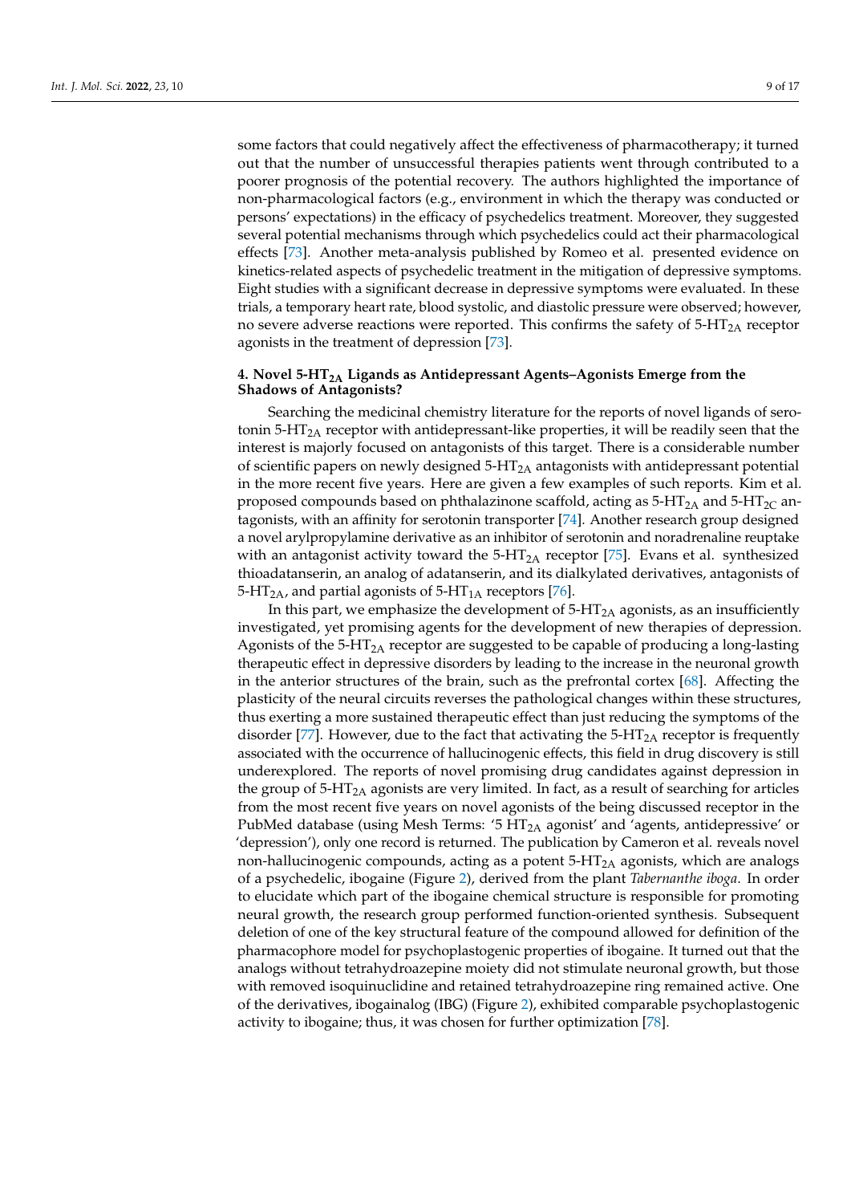some factors that could negatively affect the effectiveness of pharmacotherapy; it turned out that the number of unsuccessful therapies patients went through contributed to a poorer prognosis of the potential recovery. The authors highlighted the importance of non-pharmacological factors (e.g., environment in which the therapy was conducted or persons' expectations) in the efficacy of psychedelics treatment. Moreover, they suggested several potential mechanisms through which psychedelics could act their pharmacological effects [73]. Another meta-analysis published by Romeo et al. presented evidence on kinetics-related aspects of psychedelic treatment in the mitigation of depressive symptoms. Eight studies with a significant decrease in depressive symptoms were evaluated. In these trials, a temporary heart rate, blood systolic, and diastolic pressure were observed; however, no severe adverse reactions were reported. This confirms the safety of 5-$HT_{2A}$ receptor agonists in the treatment of depression [73].

## 4. Novel 5-$HT_{2A}$ Ligands as Antidepressant Agents–Agonists Emerge from the Shadows of Antagonists?

Searching the medicinal chemistry literature for the reports of novel ligands of serotonin 5-$HT_{2A}$ receptor with antidepressant-like properties, it will be readily seen that the interest is majorly focused on antagonists of this target. There is a considerable number of scientific papers on newly designed 5-$HT_{2A}$ antagonists with antidepressant potential in the more recent five years. Here are given a few examples of such reports. Kim et al. proposed compounds based on phthalazinone scaffold, acting as 5-$HT_{2A}$ and 5-$HT_{2C}$ antagonists, with an affinity for serotonin transporter [74]. Another research group designed a novel arylpropylamine derivative as an inhibitor of serotonin and noradrenaline reuptake with an antagonist activity toward the 5-$HT_{2A}$ receptor [75]. Evans et al. synthesized thioadatanserin, an analog of adatanserin, and its dialkylated derivatives, antagonists of 5-$HT_{2A}$, and partial agonists of 5-$HT_{1A}$ receptors [76].

In this part, we emphasize the development of 5-$HT_{2A}$ agonists, as an insufficiently investigated, yet promising agents for the development of new therapies of depression. Agonists of the 5-$HT_{2A}$ receptor are suggested to be capable of producing a long-lasting therapeutic effect in depressive disorders by leading to the increase in the neuronal growth in the anterior structures of the brain, such as the prefrontal cortex [68]. Affecting the plasticity of the neural circuits reverses the pathological changes within these structures, thus exerting a more sustained therapeutic effect than just reducing the symptoms of the disorder [77]. However, due to the fact that activating the 5-$HT_{2A}$ receptor is frequently associated with the occurrence of hallucinogenic effects, this field in drug discovery is still underexplored. The reports of novel promising drug candidates against depression in the group of 5-$HT_{2A}$ agonists are very limited. In fact, as a result of searching for articles from the most recent five years on novel agonists of the being discussed receptor in the PubMed database (using Mesh Terms: '5 $HT_{2A}$ agonist' and 'agents, antidepressive' or 'depression'), only one record is returned. The publication by Cameron et al. reveals novel non-hallucinogenic compounds, acting as a potent 5-$HT_{2A}$ agonists, which are analogs of a psychedelic, ibogaine (Figure 2), derived from the plant *Tabernanthe iboga*. In order to elucidate which part of the ibogaine chemical structure is responsible for promoting neural growth, the research group performed function-oriented synthesis. Subsequent deletion of one of the key structural feature of the compound allowed for definition of the pharmacophore model for psychoplastogenic properties of ibogaine. It turned out that the analogs without tetrahydroazepine moiety did not stimulate neuronal growth, but those with removed isoquinuclidine and retained tetrahydroazepine ring remained active. One of the derivatives, ibogainalog (IBG) (Figure 2), exhibited comparable psychoplastogenic activity to ibogaine; thus, it was chosen for further optimization [78].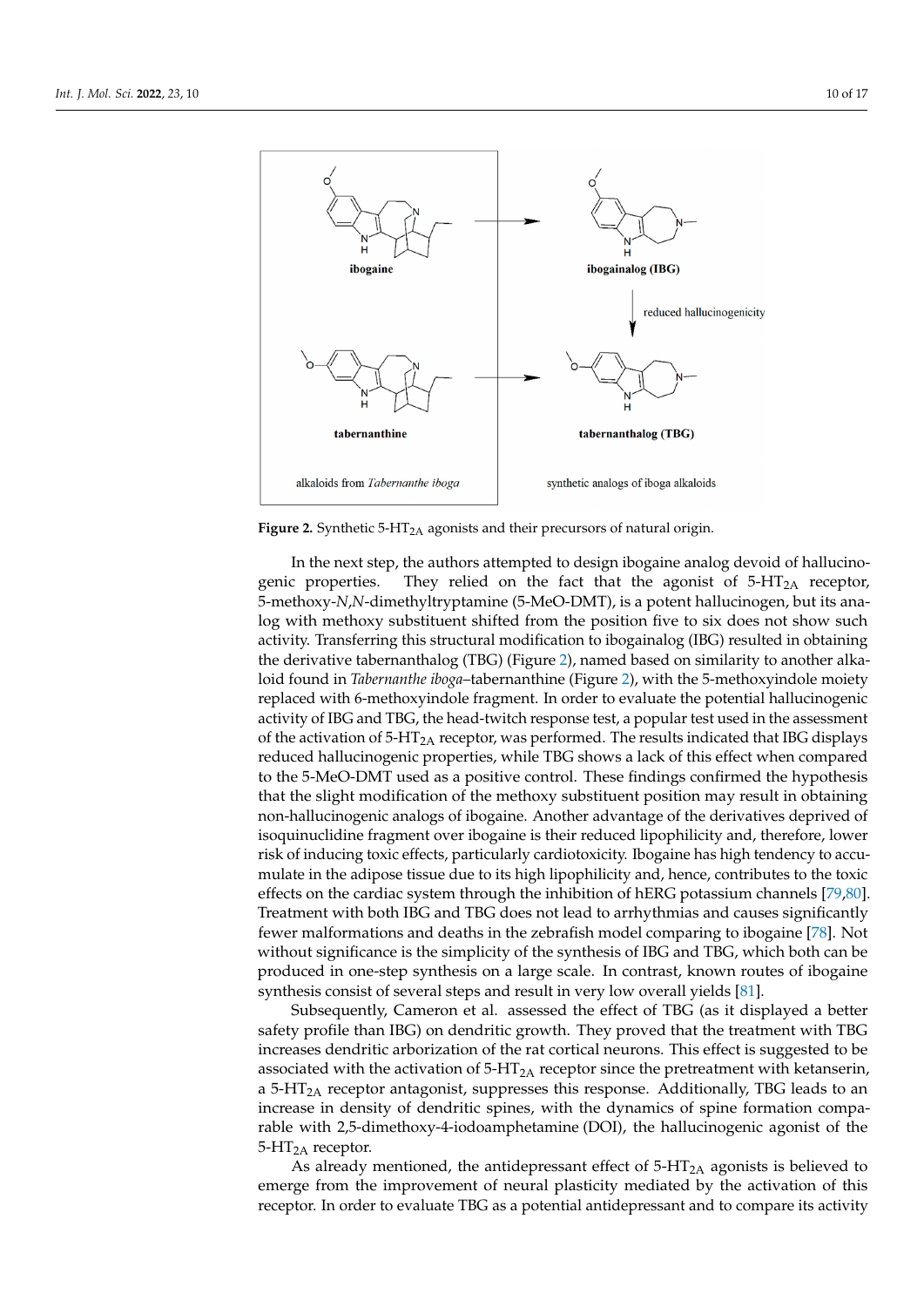Figure 2. Synthetic 5-$HT_{2A}$ agonists and their precursors of natural origin.

In the next step, the authors attempted to design ibogaine analog devoid of hallucinogenic properties. They relied on the fact that the agonist of 5-$HT_{2A}$ receptor, 5-methoxy-*N*,*N*-dimethyltryptamine (5-MeO-DMT), is a potent hallucinogen, but its analog with methoxy substituent shifted from the position five to six does not show such activity. Transferring this structural modification to ibogainalog (IBG) resulted in obtaining the derivative tabernanthalog (TBG) (Figure 2), named based on similarity to another alkaloid found in *Tabernanthe iboga*–tabernanthine (Figure 2), with the 5-methoxyindole moiety replaced with 6-methoxyindole fragment. In order to evaluate the potential hallucinogenic activity of IBG and TBG, the head-twitch response test, a popular test used in the assessment of the activation of 5-$HT_{2A}$ receptor, was performed. The results indicated that IBG displays reduced hallucinogenic properties, while TBG shows a lack of this effect when compared to the 5-MeO-DMT used as a positive control. These findings confirmed the hypothesis that the slight modification of the methoxy substituent position may result in obtaining non-hallucinogenic analogs of ibogaine. Another advantage of the derivatives deprived of isoquinuclidine fragment over ibogaine is their reduced lipophilicity and, therefore, lower risk of inducing toxic effects, particularly cardiotoxicity. Ibogaine has high tendency to accumulate in the adipose tissue due to its high lipophilicity and, hence, contributes to the toxic effects on the cardiac system through the inhibition of hERG potassium channels [79,80]. Treatment with both IBG and TBG does not lead to arrhythmias and causes significantly fewer malformations and deaths in the zebrafish model comparing to ibogaine [78]. Not without significance is the simplicity of the synthesis of IBG and TBG, which both can be produced in one-step synthesis on a large scale. In contrast, known routes of ibogaine synthesis consist of several steps and result in very low overall yields [81].

Subsequently, Cameron et al. assessed the effect of TBG (as it displayed a better safety profile than IBG) on dendritic growth. They proved that the treatment with TBG increases dendritic arborization of the rat cortical neurons. This effect is suggested to be associated with the activation of 5-$HT_{2A}$ receptor since the pretreatment with ketanserin, a 5-$HT_{2A}$ receptor antagonist, suppresses this response. Additionally, TBG leads to an increase in density of dendritic spines, with the dynamics of spine formation comparable with 2,5-dimethoxy-4-iodoamphetamine (DOI), the hallucinogenic agonist of the 5-$HT_{2A}$ receptor.

As already mentioned, the antidepressant effect of 5-$HT_{2A}$ agonists is believed to emerge from the improvement of neural plasticity mediated by the activation of this receptor. In order to evaluate TBG as a potential antidepressant and to compare its activity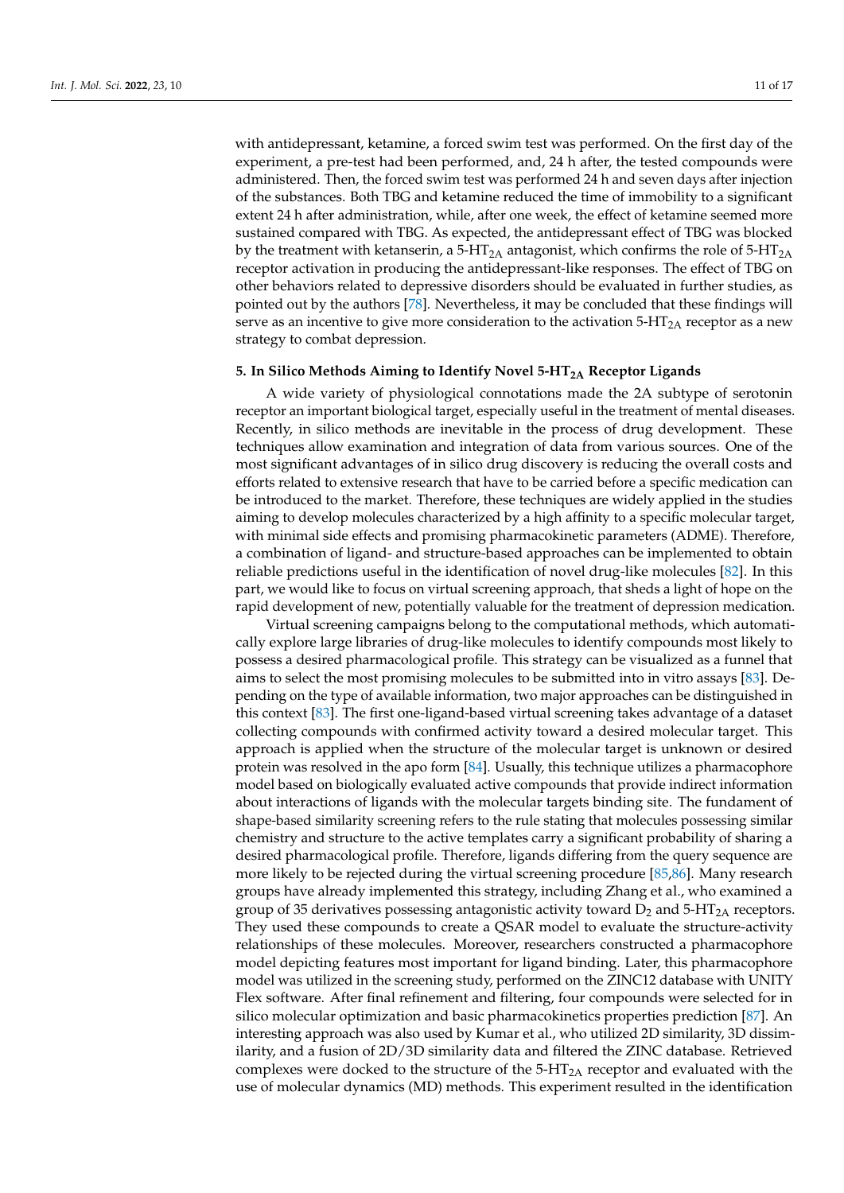with antidepressant, ketamine, a forced swim test was performed. On the first day of the experiment, a pre-test had been performed, and, 24 h after, the tested compounds were administered. Then, the forced swim test was performed 24 h and seven days after injection of the substances. Both TBG and ketamine reduced the time of immobility to a significant extent 24 h after administration, while, after one week, the effect of ketamine seemed more sustained compared with TBG. As expected, the antidepressant effect of TBG was blocked by the treatment with ketanserin, a 5-HT$_{2A}$ antagonist, which confirms the role of 5-HT$_{2A}$ receptor activation in producing the antidepressant-like responses. The effect of TBG on other behaviors related to depressive disorders should be evaluated in further studies, as pointed out by the authors [78]. Nevertheless, it may be concluded that these findings will serve as an incentive to give more consideration to the activation 5-HT$_{2A}$ receptor as a new strategy to combat depression.

## 5. In Silico Methods Aiming to Identify Novel 5-HT$_{2A}$ Receptor Ligands

A wide variety of physiological connotations made the 2A subtype of serotonin receptor an important biological target, especially useful in the treatment of mental diseases. Recently, in silico methods are inevitable in the process of drug development. These techniques allow examination and integration of data from various sources. One of the most significant advantages of in silico drug discovery is reducing the overall costs and efforts related to extensive research that have to be carried before a specific medication can be introduced to the market. Therefore, these techniques are widely applied in the studies aiming to develop molecules characterized by a high affinity to a specific molecular target, with minimal side effects and promising pharmacokinetic parameters (ADME). Therefore, a combination of ligand- and structure-based approaches can be implemented to obtain reliable predictions useful in the identification of novel drug-like molecules [82]. In this part, we would like to focus on virtual screening approach, that sheds a light of hope on the rapid development of new, potentially valuable for the treatment of depression medication.

Virtual screening campaigns belong to the computational methods, which automatically explore large libraries of drug-like molecules to identify compounds most likely to possess a desired pharmacological profile. This strategy can be visualized as a funnel that aims to select the most promising molecules to be submitted into in vitro assays [83]. Depending on the type of available information, two major approaches can be distinguished in this context [83]. The first one-ligand-based virtual screening takes advantage of a dataset collecting compounds with confirmed activity toward a desired molecular target. This approach is applied when the structure of the molecular target is unknown or desired protein was resolved in the apo form [84]. Usually, this technique utilizes a pharmacophore model based on biologically evaluated active compounds that provide indirect information about interactions of ligands with the molecular targets binding site. The fundament of shape-based similarity screening refers to the rule stating that molecules possessing similar chemistry and structure to the active templates carry a significant probability of sharing a desired pharmacological profile. Therefore, ligands differing from the query sequence are more likely to be rejected during the virtual screening procedure [85,86]. Many research groups have already implemented this strategy, including Zhang et al., who examined a group of 35 derivatives possessing antagonistic activity toward D$_2$ and 5-HT$_{2A}$ receptors. They used these compounds to create a QSAR model to evaluate the structure-activity relationships of these molecules. Moreover, researchers constructed a pharmacophore model depicting features most important for ligand binding. Later, this pharmacophore model was utilized in the screening study, performed on the ZINC12 database with UNITY Flex software. After final refinement and filtering, four compounds were selected for in silico molecular optimization and basic pharmacokinetics properties prediction [87]. An interesting approach was also used by Kumar et al., who utilized 2D similarity, 3D dissimilarity, and a fusion of 2D/3D similarity data and filtered the ZINC database. Retrieved complexes were docked to the structure of the 5-HT$_{2A}$ receptor and evaluated with the use of molecular dynamics (MD) methods. This experiment resulted in the identification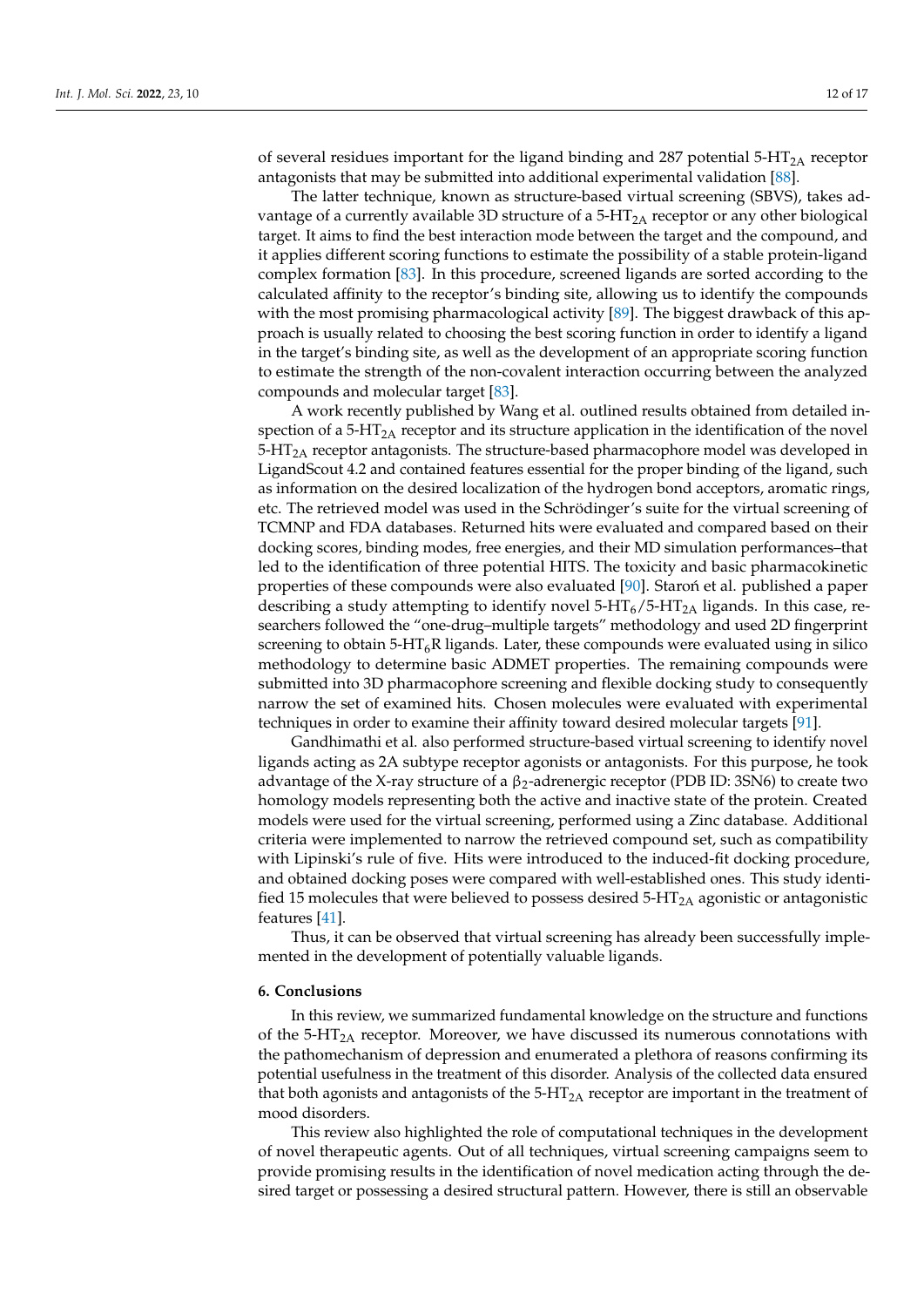of several residues important for the ligand binding and 287 potential 5-$HT_{2A}$ receptor antagonists that may be submitted into additional experimental validation [88].

The latter technique, known as structure-based virtual screening (SBVS), takes advantage of a currently available 3D structure of a 5-$HT_{2A}$ receptor or any other biological target. It aims to find the best interaction mode between the target and the compound, and it applies different scoring functions to estimate the possibility of a stable protein-ligand complex formation [83]. In this procedure, screened ligands are sorted according to the calculated affinity to the receptor's binding site, allowing us to identify the compounds with the most promising pharmacological activity [89]. The biggest drawback of this approach is usually related to choosing the best scoring function in order to identify a ligand in the target's binding site, as well as the development of an appropriate scoring function to estimate the strength of the non-covalent interaction occurring between the analyzed compounds and molecular target [83].

A work recently published by Wang et al. outlined results obtained from detailed inspection of a 5-$HT_{2A}$ receptor and its structure application in the identification of the novel 5-$HT_{2A}$ receptor antagonists. The structure-based pharmacophore model was developed in LigandScout 4.2 and contained features essential for the proper binding of the ligand, such as information on the desired localization of the hydrogen bond acceptors, aromatic rings, etc. The retrieved model was used in the Schrödinger's suite for the virtual screening of TCMNP and FDA databases. Returned hits were evaluated and compared based on their docking scores, binding modes, free energies, and their MD simulation performances–that led to the identification of three potential HITS. The toxicity and basic pharmacokinetic properties of these compounds were also evaluated [90]. Staroń et al. published a paper describing a study attempting to identify novel 5-$HT_6$/5-$HT_{2A}$ ligands. In this case, researchers followed the "one-drug–multiple targets" methodology and used 2D fingerprint screening to obtain 5-$HT_6$R ligands. Later, these compounds were evaluated using in silico methodology to determine basic ADMET properties. The remaining compounds were submitted into 3D pharmacophore screening and flexible docking study to consequently narrow the set of examined hits. Chosen molecules were evaluated with experimental techniques in order to examine their affinity toward desired molecular targets [91].

Gandhimathi et al. also performed structure-based virtual screening to identify novel ligands acting as 2A subtype receptor agonists or antagonists. For this purpose, he took advantage of the X-ray structure of a $\beta_2$-adrenergic receptor (PDB ID: 3SN6) to create two homology models representing both the active and inactive state of the protein. Created models were used for the virtual screening, performed using a Zinc database. Additional criteria were implemented to narrow the retrieved compound set, such as compatibility with Lipinski's rule of five. Hits were introduced to the induced-fit docking procedure, and obtained docking poses were compared with well-established ones. This study identified 15 molecules that were believed to possess desired 5-$HT_{2A}$ agonistic or antagonistic features [41].

Thus, it can be observed that virtual screening has already been successfully implemented in the development of potentially valuable ligands.

## 6. Conclusions

In this review, we summarized fundamental knowledge on the structure and functions of the 5-$HT_{2A}$ receptor. Moreover, we have discussed its numerous connotations with the pathomechanism of depression and enumerated a plethora of reasons confirming its potential usefulness in the treatment of this disorder. Analysis of the collected data ensured that both agonists and antagonists of the 5-$HT_{2A}$ receptor are important in the treatment of mood disorders.

This review also highlighted the role of computational techniques in the development of novel therapeutic agents. Out of all techniques, virtual screening campaigns seem to provide promising results in the identification of novel medication acting through the desired target or possessing a desired structural pattern. However, there is still an observable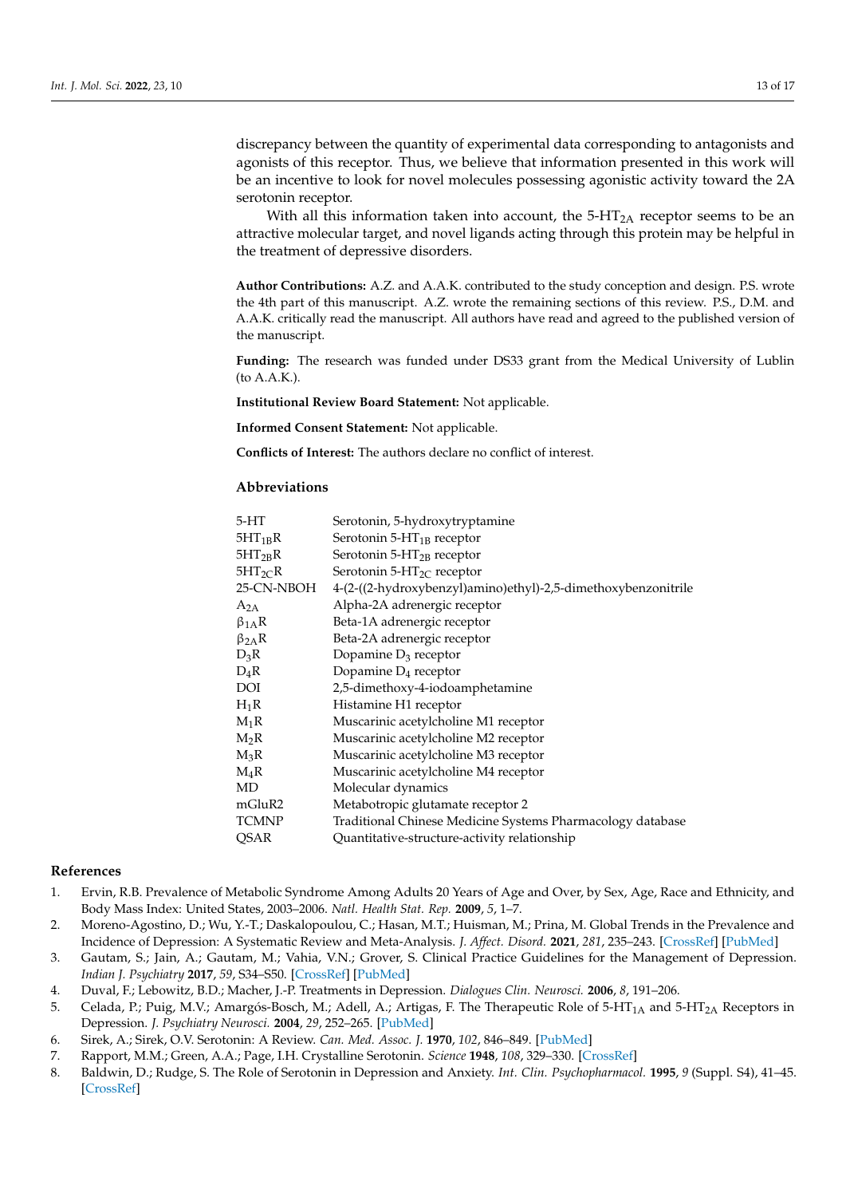discrepancy between the quantity of experimental data corresponding to antagonists and agonists of this receptor. Thus, we believe that information presented in this work will be an incentive to look for novel molecules possessing agonistic activity toward the 2A serotonin receptor.

With all this information taken into account, the 5-HT$_{2A}$ receptor seems to be an attractive molecular target, and novel ligands acting through this protein may be helpful in the treatment of depressive disorders.

**Author Contributions:** A.Z. and A.A.K. contributed to the study conception and design. P.S. wrote the 4th part of this manuscript. A.Z. wrote the remaining sections of this review. P.S., D.M. and A.A.K. critically read the manuscript. All authors have read and agreed to the published version of the manuscript.

**Funding:** The research was funded under DS33 grant from the Medical University of Lublin (to A.A.K.).

**Institutional Review Board Statement:** Not applicable.

**Informed Consent Statement:** Not applicable.

**Conflicts of Interest:** The authors declare no conflict of interest.

## Abbreviations

| | |
|---|---|
| 5-HT | Serotonin, 5-hydroxytryptamine |
| 5HT$_{1B}$R | Serotonin 5-HT$_{1B}$ receptor |
| 5HT$_{2B}$R | Serotonin 5-HT$_{2B}$ receptor |
| 5HT$_{2C}$R | Serotonin 5-HT$_{2C}$ receptor |
| 25-CN-NBOH | 4-(2-((2-hydroxybenzyl)amino)ethyl)-2,5-dimethoxybenzonitrile |
| A$_{2A}$ | Alpha-2A adrenergic receptor |
| $\beta_{1A}$R | Beta-1A adrenergic receptor |
| $\beta_{2A}$R | Beta-2A adrenergic receptor |
| D$_3$R | Dopamine D$_3$ receptor |
| D$_4$R | Dopamine D$_4$ receptor |
| DOI | 2,5-dimethoxy-4-iodoamphetamine |
| H$_1$R | Histamine H1 receptor |
| M$_1$R | Muscarinic acetylcholine M1 receptor |
| M$_2$R | Muscarinic acetylcholine M2 receptor |
| M$_3$R | Muscarinic acetylcholine M3 receptor |
| M$_4$R | Muscarinic acetylcholine M4 receptor |
| MD | Molecular dynamics |
| mGluR2 | Metabotropic glutamate receptor 2 |
| TCMNP | Traditional Chinese Medicine Systems Pharmacology database |
| QSAR | Quantitative-structure-activity relationship |

## References

1. Ervin, R.B. Prevalence of Metabolic Syndrome Among Adults 20 Years of Age and Over, by Sex, Age, Race and Ethnicity, and Body Mass Index: United States, 2003–2006. *Natl. Health Stat. Rep.* **2009**, *5*, 1–7.
2. Moreno-Agostino, D.; Wu, Y.-T.; Daskalopoulou, C.; Hasan, M.T.; Huisman, M.; Prina, M. Global Trends in the Prevalence and Incidence of Depression: A Systematic Review and Meta-Analysis. *J. Affect. Disord.* **2021**, *281*, 235–243. [CrossRef] [PubMed]
3. Gautam, S.; Jain, A.; Gautam, M.; Vahia, V.N.; Grover, S. Clinical Practice Guidelines for the Management of Depression. *Indian J. Psychiatry* **2017**, *59*, S34–S50. [CrossRef] [PubMed]
4. Duval, F.; Lebowitz, B.D.; Macher, J.-P. Treatments in Depression. *Dialogues Clin. Neurosci.* **2006**, *8*, 191–206.
5. Celada, P.; Puig, M.V.; Amargós-Bosch, M.; Adell, A.; Artigas, F. The Therapeutic Role of 5-HT$_{1A}$ and 5-HT$_{2A}$ Receptors in Depression. *J. Psychiatry Neurosci.* **2004**, *29*, 252–265. [PubMed]
6. Sirek, A.; Sirek, O.V. Serotonin: A Review. *Can. Med. Assoc. J.* **1970**, *102*, 846–849. [PubMed]
7. Rapport, M.M.; Green, A.A.; Page, I.H. Crystalline Serotonin. *Science* **1948**, *108*, 329–330. [CrossRef]
8. Baldwin, D.; Rudge, S. The Role of Serotonin in Depression and Anxiety. *Int. Clin. Psychopharmacol.* **1995**, *9* (Suppl. S4), 41–45. [CrossRef]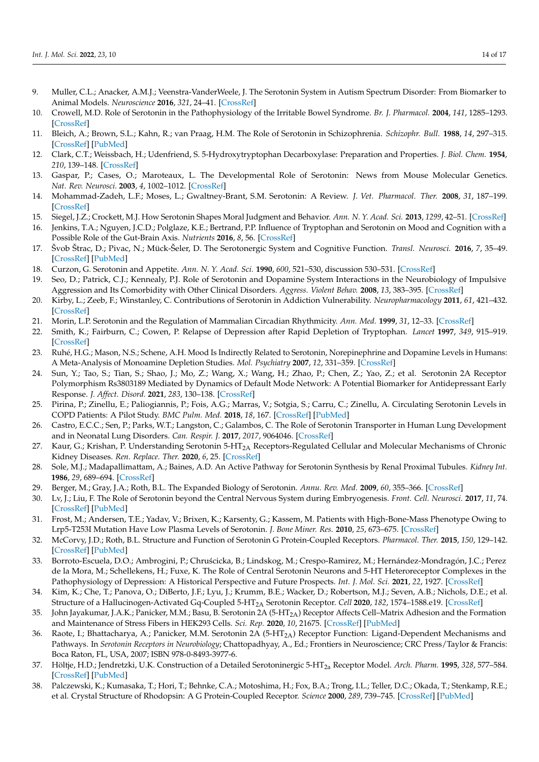9. Muller, C.L.; Anacker, A.M.J.; Veenstra-VanderWeele, J. The Serotonin System in Autism Spectrum Disorder: From Biomarker to Animal Models. *Neuroscience* **2016**, *321*, 24–41. [CrossRef]
10. Crowell, M.D. Role of Serotonin in the Pathophysiology of the Irritable Bowel Syndrome. *Br. J. Pharmacol.* **2004**, *141*, 1285–1293. [CrossRef]
11. Bleich, A.; Brown, S.L.; Kahn, R.; van Praag, H.M. The Role of Serotonin in Schizophrenia. *Schizophr. Bull.* **1988**, *14*, 297–315. [CrossRef] [PubMed]
12. Clark, C.T.; Weissbach, H.; Udenfriend, S. 5-Hydroxytryptophan Decarboxylase: Preparation and Properties. *J. Biol. Chem.* **1954**, *210*, 139–148. [CrossRef]
13. Gaspar, P.; Cases, O.; Maroteaux, L. The Developmental Role of Serotonin: News from Mouse Molecular Genetics. *Nat. Rev. Neurosci.* **2003**, *4*, 1002–1012. [CrossRef]
14. Mohammad-Zadeh, L.F.; Moses, L.; Gwaltney-Brant, S.M. Serotonin: A Review. *J. Vet. Pharmacol. Ther.* **2008**, *31*, 187–199. [CrossRef]
15. Siegel, J.Z.; Crockett, M.J. How Serotonin Shapes Moral Judgment and Behavior. *Ann. N. Y. Acad. Sci.* **2013**, *1299*, 42–51. [CrossRef]
16. Jenkins, T.A.; Nguyen, J.C.D.; Polglaze, K.E.; Bertrand, P.P. Influence of Tryptophan and Serotonin on Mood and Cognition with a Possible Role of the Gut-Brain Axis. *Nutrients* **2016**, *8*, 56. [CrossRef]
17. Švob Štrac, D.; Pivac, N.; Mück-Šeler, D. The Serotonergic System and Cognitive Function. *Transl. Neurosci.* **2016**, *7*, 35–49. [CrossRef] [PubMed]
18. Curzon, G. Serotonin and Appetite. *Ann. N. Y. Acad. Sci.* **1990**, *600*, 521–530, discussion 530–531. [CrossRef]
19. Seo, D.; Patrick, C.J.; Kennealy, P.J. Role of Serotonin and Dopamine System Interactions in the Neurobiology of Impulsive Aggression and Its Comorbidity with Other Clinical Disorders. *Aggress. Violent Behav.* **2008**, *13*, 383–395. [CrossRef]
20. Kirby, L.; Zeeb, F.; Winstanley, C. Contributions of Serotonin in Addiction Vulnerability. *Neuropharmacology* **2011**, *61*, 421–432. [CrossRef]
21. Morin, L.P. Serotonin and the Regulation of Mammalian Circadian Rhythmicity. *Ann. Med.* **1999**, *31*, 12–33. [CrossRef]
22. Smith, K.; Fairburn, C.; Cowen, P. Relapse of Depression after Rapid Depletion of Tryptophan. *Lancet* **1997**, *349*, 915–919. [CrossRef]
23. Ruhé, H.G.; Mason, N.S.; Schene, A.H. Mood Is Indirectly Related to Serotonin, Norepinephrine and Dopamine Levels in Humans: A Meta-Analysis of Monoamine Depletion Studies. *Mol. Psychiatry* **2007**, *12*, 331–359. [CrossRef]
24. Sun, Y.; Tao, S.; Tian, S.; Shao, J.; Mo, Z.; Wang, X.; Wang, H.; Zhao, P.; Chen, Z.; Yao, Z.; et al. Serotonin 2A Receptor Polymorphism Rs3803189 Mediated by Dynamics of Default Mode Network: A Potential Biomarker for Antidepressant Early Response. *J. Affect. Disord.* **2021**, *283*, 130–138. [CrossRef]
25. Pirina, P.; Zinellu, E.; Paliogiannis, P.; Fois, A.G.; Marras, V.; Sotgia, S.; Carru, C.; Zinellu, A. Circulating Serotonin Levels in COPD Patients: A Pilot Study. *BMC Pulm. Med.* **2018**, *18*, 167. [CrossRef] [PubMed]
26. Castro, E.C.C.; Sen, P.; Parks, W.T.; Langston, C.; Galambos, C. The Role of Serotonin Transporter in Human Lung Development and in Neonatal Lung Disorders. *Can. Respir. J.* **2017**, *2017*, 9064046. [CrossRef]
27. Kaur, G.; Krishan, P. Understanding Serotonin 5-$HT_{2A}$ Receptors-Regulated Cellular and Molecular Mechanisms of Chronic Kidney Diseases. *Ren. Replace. Ther.* **2020**, *6*, 25. [CrossRef]
28. Sole, M.J.; Madapallimattam, A.; Baines, A.D. An Active Pathway for Serotonin Synthesis by Renal Proximal Tubules. *Kidney Int.* **1986**, *29*, 689–694. [CrossRef]
29. Berger, M.; Gray, J.A.; Roth, B.L. The Expanded Biology of Serotonin. *Annu. Rev. Med.* **2009**, *60*, 355–366. [CrossRef]
30. Lv, J.; Liu, F. The Role of Serotonin beyond the Central Nervous System during Embryogenesis. *Front. Cell. Neurosci.* **2017**, *11*, 74. [CrossRef] [PubMed]
31. Frost, M.; Andersen, T.E.; Yadav, V.; Brixen, K.; Karsenty, G.; Kassem, M. Patients with High-Bone-Mass Phenotype Owing to Lrp5-T253I Mutation Have Low Plasma Levels of Serotonin. *J. Bone Miner. Res.* **2010**, *25*, 673–675. [CrossRef]
32. McCorvy, J.D.; Roth, B.L. Structure and Function of Serotonin G Protein-Coupled Receptors. *Pharmacol. Ther.* **2015**, *150*, 129–142. [CrossRef] [PubMed]
33. Borroto-Escuela, D.O.; Ambrogini, P.; Chruścicka, B.; Lindskog, M.; Crespo-Ramirez, M.; Hernández-Mondragón, J.C.; Perez de la Mora, M.; Schellekens, H.; Fuxe, K. The Role of Central Serotonin Neurons and 5-HT Heteroreceptor Complexes in the Pathophysiology of Depression: A Historical Perspective and Future Prospects. *Int. J. Mol. Sci.* **2021**, *22*, 1927. [CrossRef]
34. Kim, K.; Che, T.; Panova, O.; DiBerto, J.F.; Lyu, J.; Krumm, B.E.; Wacker, D.; Robertson, M.J.; Seven, A.B.; Nichols, D.E.; et al. Structure of a Hallucinogen-Activated Gq-Coupled 5-$HT_{2A}$ Serotonin Receptor. *Cell* **2020**, *182*, 1574–1588.e19. [CrossRef]
35. John Jayakumar, J.A.K.; Panicker, M.M.; Basu, B. Serotonin 2A (5-$HT_{2A}$) Receptor Affects Cell–Matrix Adhesion and the Formation and Maintenance of Stress Fibers in HEK293 Cells. *Sci. Rep.* **2020**, *10*, 21675. [CrossRef] [PubMed]
36. Raote, I.; Bhattacharya, A.; Panicker, M.M. Serotonin 2A (5-$HT_{2A}$) Receptor Function: Ligand-Dependent Mechanisms and Pathways. In *Serotonin Receptors in Neurobiology*; Chattopadhyay, A., Ed.; Frontiers in Neuroscience; CRC Press/Taylor & Francis: Boca Raton, FL, USA, 2007; ISBN 978-0-8493-3977-6.
37. Höltje, H.D.; Jendretzki, U.K. Construction of a Detailed Serotoninergic 5-$HT_{2a}$ Receptor Model. *Arch. Pharm.* **1995**, *328*, 577–584. [CrossRef] [PubMed]
38. Palczewski, K.; Kumasaka, T.; Hori, T.; Behnke, C.A.; Motoshima, H.; Fox, B.A.; Trong, I.L.; Teller, D.C.; Okada, T.; Stenkamp, R.E.; et al. Crystal Structure of Rhodopsin: A G Protein-Coupled Receptor. *Science* **2000**, *289*, 739–745. [CrossRef] [PubMed]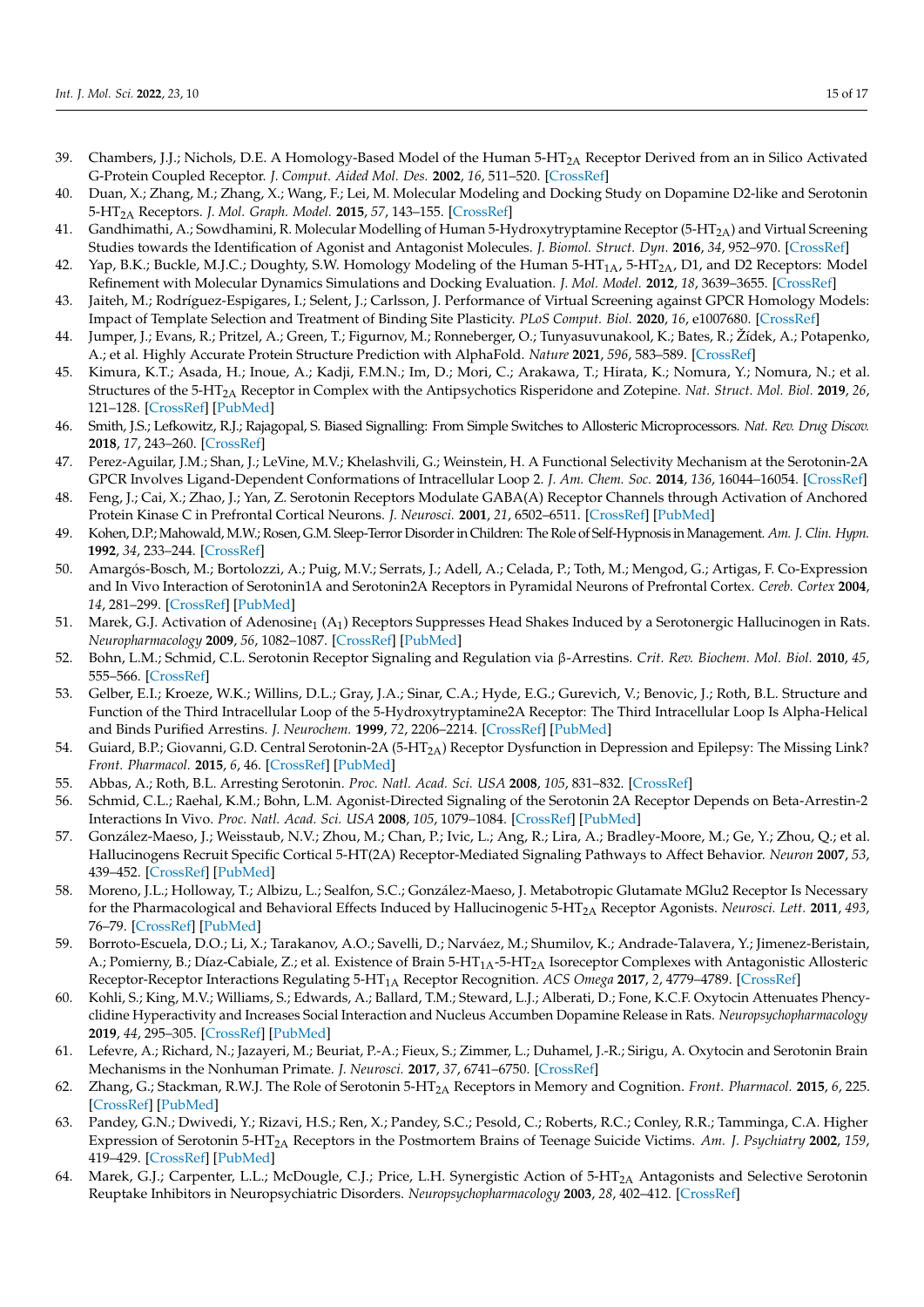39. Chambers, J.J.; Nichols, D.E. A Homology-Based Model of the Human 5-HT$_{2A}$ Receptor Derived from an in Silico Activated G-Protein Coupled Receptor. *J. Comput. Aided Mol. Des.* **2002**, *16*, 511–520. [CrossRef]
40. Duan, X.; Zhang, M.; Zhang, X.; Wang, F.; Lei, M. Molecular Modeling and Docking Study on Dopamine D2-like and Serotonin 5-HT$_{2A}$ Receptors. *J. Mol. Graph. Model.* **2015**, *57*, 143–155. [CrossRef]
41. Gandhimathi, A.; Sowdhamini, R. Molecular Modelling of Human 5-Hydroxytryptamine Receptor (5-HT$_{2A}$) and Virtual Screening Studies towards the Identification of Agonist and Antagonist Molecules. *J. Biomol. Struct. Dyn.* **2016**, *34*, 952–970. [CrossRef]
42. Yap, B.K.; Buckle, M.J.C.; Doughty, S.W. Homology Modeling of the Human 5-HT$_{1A}$, 5-HT$_{2A}$, D1, and D2 Receptors: Model Refinement with Molecular Dynamics Simulations and Docking Evaluation. *J. Mol. Model.* **2012**, *18*, 3639–3655. [CrossRef]
43. Jaiteh, M.; Rodríguez-Espigares, I.; Selent, J.; Carlsson, J. Performance of Virtual Screening against GPCR Homology Models: Impact of Template Selection and Treatment of Binding Site Plasticity. *PLoS Comput. Biol.* **2020**, *16*, e1007680. [CrossRef]
44. Jumper, J.; Evans, R.; Pritzel, A.; Green, T.; Figurnov, M.; Ronneberger, O.; Tunyasuvunakool, K.; Bates, R.; Žídek, A.; Potapenko, A.; et al. Highly Accurate Protein Structure Prediction with AlphaFold. *Nature* **2021**, *596*, 583–589. [CrossRef]
45. Kimura, K.T.; Asada, H.; Inoue, A.; Kadji, F.M.N.; Im, D.; Mori, C.; Arakawa, T.; Hirata, K.; Nomura, Y.; Nomura, N.; et al. Structures of the 5-HT$_{2A}$ Receptor in Complex with the Antipsychotics Risperidone and Zotepine. *Nat. Struct. Mol. Biol.* **2019**, *26*, 121–128. [CrossRef] [PubMed]
46. Smith, J.S.; Lefkowitz, R.J.; Rajagopal, S. Biased Signalling: From Simple Switches to Allosteric Microprocessors. *Nat. Rev. Drug Discov.* **2018**, *17*, 243–260. [CrossRef]
47. Perez-Aguilar, J.M.; Shan, J.; LeVine, M.V.; Khelashvili, G.; Weinstein, H. A Functional Selectivity Mechanism at the Serotonin-2A GPCR Involves Ligand-Dependent Conformations of Intracellular Loop 2. *J. Am. Chem. Soc.* **2014**, *136*, 16044–16054. [CrossRef]
48. Feng, J.; Cai, X.; Zhao, J.; Yan, Z. Serotonin Receptors Modulate GABA(A) Receptor Channels through Activation of Anchored Protein Kinase C in Prefrontal Cortical Neurons. *J. Neurosci.* **2001**, *21*, 6502–6511. [CrossRef] [PubMed]
49. Kohen, D.P.; Mahowald, M.W.; Rosen, G.M. Sleep-Terror Disorder in Children: The Role of Self-Hypnosis in Management. *Am. J. Clin. Hypn.* **1992**, *34*, 233–244. [CrossRef]
50. Amargós-Bosch, M.; Bortolozzi, A.; Puig, M.V.; Serrats, J.; Adell, A.; Celada, P.; Toth, M.; Mengod, G.; Artigas, F. Co-Expression and In Vivo Interaction of Serotonin1A and Serotonin2A Receptors in Pyramidal Neurons of Prefrontal Cortex. *Cereb. Cortex* **2004**, *14*, 281–299. [CrossRef] [PubMed]
51. Marek, G.J. Activation of Adenosine$_1$ (A$_1$) Receptors Suppresses Head Shakes Induced by a Serotonergic Hallucinogen in Rats. *Neuropharmacology* **2009**, *56*, 1082–1087. [CrossRef] [PubMed]
52. Bohn, L.M.; Schmid, C.L. Serotonin Receptor Signaling and Regulation via β-Arrestins. *Crit. Rev. Biochem. Mol. Biol.* **2010**, *45*, 555–566. [CrossRef]
53. Gelber, E.I.; Kroeze, W.K.; Willins, D.L.; Gray, J.A.; Sinar, C.A.; Hyde, E.G.; Gurevich, V.; Benovic, J.; Roth, B.L. Structure and Function of the Third Intracellular Loop of the 5-Hydroxytryptamine2A Receptor: The Third Intracellular Loop Is Alpha-Helical and Binds Purified Arrestins. *J. Neurochem.* **1999**, *72*, 2206–2214. [CrossRef] [PubMed]
54. Guiard, B.P.; Giovanni, G.D. Central Serotonin-2A (5-HT$_{2A}$) Receptor Dysfunction in Depression and Epilepsy: The Missing Link? *Front. Pharmacol.* **2015**, *6*, 46. [CrossRef] [PubMed]
55. Abbas, A.; Roth, B.L. Arresting Serotonin. *Proc. Natl. Acad. Sci. USA* **2008**, *105*, 831–832. [CrossRef]
56. Schmid, C.L.; Raehal, K.M.; Bohn, L.M. Agonist-Directed Signaling of the Serotonin 2A Receptor Depends on Beta-Arrestin-2 Interactions In Vivo. *Proc. Natl. Acad. Sci. USA* **2008**, *105*, 1079–1084. [CrossRef] [PubMed]
57. González-Maeso, J.; Weisstaub, N.V.; Zhou, M.; Chan, P.; Ivic, L.; Ang, R.; Lira, A.; Bradley-Moore, M.; Ge, Y.; Zhou, Q.; et al. Hallucinogens Recruit Specific Cortical 5-HT(2A) Receptor-Mediated Signaling Pathways to Affect Behavior. *Neuron* **2007**, *53*, 439–452. [CrossRef] [PubMed]
58. Moreno, J.L.; Holloway, T.; Albizu, L.; Sealfon, S.C.; González-Maeso, J. Metabotropic Glutamate MGlu2 Receptor Is Necessary for the Pharmacological and Behavioral Effects Induced by Hallucinogenic 5-HT$_{2A}$ Receptor Agonists. *Neurosci. Lett.* **2011**, *493*, 76–79. [CrossRef] [PubMed]
59. Borroto-Escuela, D.O.; Li, X.; Tarakanov, A.O.; Savelli, D.; Narváez, M.; Shumilov, K.; Andrade-Talavera, Y.; Jimenez-Beristain, A.; Pomierny, B.; Díaz-Cabiale, Z.; et al. Existence of Brain 5-HT$_{1A}$-5-HT$_{2A}$ Isoreceptor Complexes with Antagonistic Allosteric Receptor-Receptor Interactions Regulating 5-HT$_{1A}$ Receptor Recognition. *ACS Omega* **2017**, *2*, 4779–4789. [CrossRef]
60. Kohli, S.; King, M.V.; Williams, S.; Edwards, A.; Ballard, T.M.; Steward, L.J.; Alberati, D.; Fone, K.C.F. Oxytocin Attenuates Phencyclidine Hyperactivity and Increases Social Interaction and Nucleus Accumben Dopamine Release in Rats. *Neuropsychopharmacology* **2019**, *44*, 295–305. [CrossRef] [PubMed]
61. Lefevre, A.; Richard, N.; Jazayeri, M.; Beuriat, P.-A.; Fieux, S.; Zimmer, L.; Duhamel, J.-R.; Sirigu, A. Oxytocin and Serotonin Brain Mechanisms in the Nonhuman Primate. *J. Neurosci.* **2017**, *37*, 6741–6750. [CrossRef]
62. Zhang, G.; Stackman, R.W.J. The Role of Serotonin 5-HT$_{2A}$ Receptors in Memory and Cognition. *Front. Pharmacol.* **2015**, *6*, 225. [CrossRef] [PubMed]
63. Pandey, G.N.; Dwivedi, Y.; Rizavi, H.S.; Ren, X.; Pandey, S.C.; Pesold, C.; Roberts, R.C.; Conley, R.R.; Tamminga, C.A. Higher Expression of Serotonin 5-HT$_{2A}$ Receptors in the Postmortem Brains of Teenage Suicide Victims. *Am. J. Psychiatry* **2002**, *159*, 419–429. [CrossRef] [PubMed]
64. Marek, G.J.; Carpenter, L.L.; McDougle, C.J.; Price, L.H. Synergistic Action of 5-HT$_{2A}$ Antagonists and Selective Serotonin Reuptake Inhibitors in Neuropsychiatric Disorders. *Neuropsychopharmacology* **2003**, *28*, 402–412. [CrossRef]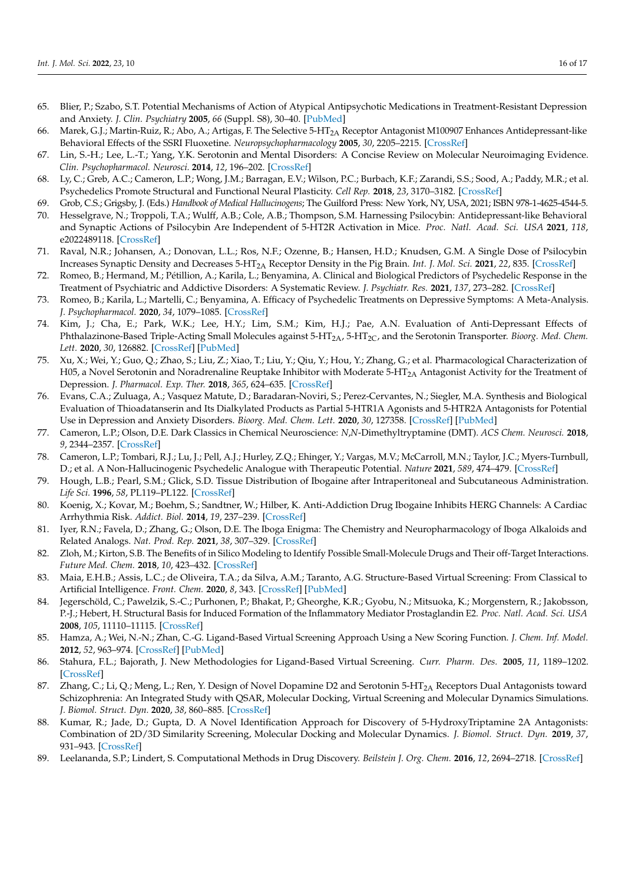65. Blier, P.; Szabo, S.T. Potential Mechanisms of Action of Atypical Antipsychotic Medications in Treatment-Resistant Depression and Anxiety. *J. Clin. Psychiatry* **2005**, *66* (Suppl. S8), 30–40. [PubMed]
66. Marek, G.J.; Martin-Ruiz, R.; Abo, A.; Artigas, F. The Selective 5-$HT_{2A}$ Receptor Antagonist M100907 Enhances Antidepressant-like Behavioral Effects of the SSRI Fluoxetine. *Neuropsychopharmacology* **2005**, *30*, 2205–2215. [CrossRef]
67. Lin, S.-H.; Lee, L.-T.; Yang, Y.K. Serotonin and Mental Disorders: A Concise Review on Molecular Neuroimaging Evidence. *Clin. Psychopharmacol. Neurosci.* **2014**, *12*, 196–202. [CrossRef]
68. Ly, C.; Greb, A.C.; Cameron, L.P.; Wong, J.M.; Barragan, E.V.; Wilson, P.C.; Burbach, K.F.; Zarandi, S.S.; Sood, A.; Paddy, M.R.; et al. Psychedelics Promote Structural and Functional Neural Plasticity. *Cell Rep.* **2018**, *23*, 3170–3182. [CrossRef]
69. Grob, C.S.; Grigsby, J. (Eds.) *Handbook of Medical Hallucinogens*; The Guilford Press: New York, NY, USA, 2021; ISBN 978-1-4625-4544-5.
70. Hesselgrave, N.; Troppoli, T.A.; Wulff, A.B.; Cole, A.B.; Thompson, S.M. Harnessing Psilocybin: Antidepressant-like Behavioral and Synaptic Actions of Psilocybin Are Independent of 5-HT2R Activation in Mice. *Proc. Natl. Acad. Sci. USA* **2021**, *118*, e2022489118. [CrossRef]
71. Raval, N.R.; Johansen, A.; Donovan, L.L.; Ros, N.F.; Ozenne, B.; Hansen, H.D.; Knudsen, G.M. A Single Dose of Psilocybin Increases Synaptic Density and Decreases 5-$HT_{2A}$ Receptor Density in the Pig Brain. *Int. J. Mol. Sci.* **2021**, *22*, 835. [CrossRef]
72. Romeo, B.; Hermand, M.; Pétillion, A.; Karila, L.; Benyamina, A. Clinical and Biological Predictors of Psychedelic Response in the Treatment of Psychiatric and Addictive Disorders: A Systematic Review. *J. Psychiatr. Res.* **2021**, *137*, 273–282. [CrossRef]
73. Romeo, B.; Karila, L.; Martelli, C.; Benyamina, A. Efficacy of Psychedelic Treatments on Depressive Symptoms: A Meta-Analysis. *J. Psychopharmacol.* **2020**, *34*, 1079–1085. [CrossRef]
74. Kim, J.; Cha, E.; Park, W.K.; Lee, H.Y.; Lim, S.M.; Kim, H.J.; Pae, A.N. Evaluation of Anti-Depressant Effects of Phthalazinone-Based Triple-Acting Small Molecules against 5-$HT_{2A}$, 5-$HT_{2C}$, and the Serotonin Transporter. *Bioorg. Med. Chem. Lett.* **2020**, *30*, 126882. [CrossRef] [PubMed]
75. Xu, X.; Wei, Y.; Guo, Q.; Zhao, S.; Liu, Z.; Xiao, T.; Liu, Y.; Qiu, Y.; Hou, Y.; Zhang, G.; et al. Pharmacological Characterization of H05, a Novel Serotonin and Noradrenaline Reuptake Inhibitor with Moderate 5-$HT_{2A}$ Antagonist Activity for the Treatment of Depression. *J. Pharmacol. Exp. Ther.* **2018**, *365*, 624–635. [CrossRef]
76. Evans, C.A.; Zuluaga, A.; Vasquez Matute, D.; Baradaran-Noviri, S.; Perez-Cervantes, N.; Siegler, M.A. Synthesis and Biological Evaluation of Thioadatanserin and Its Dialkylated Products as Partial 5-HTR1A Agonists and 5-HTR2A Antagonists for Potential Use in Depression and Anxiety Disorders. *Bioorg. Med. Chem. Lett.* **2020**, *30*, 127358. [CrossRef] [PubMed]
77. Cameron, L.P.; Olson, D.E. Dark Classics in Chemical Neuroscience: *N*,*N*-Dimethyltryptamine (DMT). *ACS Chem. Neurosci.* **2018**, *9*, 2344–2357. [CrossRef]
78. Cameron, L.P.; Tombari, R.J.; Lu, J.; Pell, A.J.; Hurley, Z.Q.; Ehinger, Y.; Vargas, M.V.; McCarroll, M.N.; Taylor, J.C.; Myers-Turnbull, D.; et al. A Non-Hallucinogenic Psychedelic Analogue with Therapeutic Potential. *Nature* **2021**, *589*, 474–479. [CrossRef]
79. Hough, L.B.; Pearl, S.M.; Glick, S.D. Tissue Distribution of Ibogaine after Intraperitoneal and Subcutaneous Administration. *Life Sci.* **1996**, *58*, PL119–PL122. [CrossRef]
80. Koenig, X.; Kovar, M.; Boehm, S.; Sandtner, W.; Hilber, K. Anti-Addiction Drug Ibogaine Inhibits HERG Channels: A Cardiac Arrhythmia Risk. *Addict. Biol.* **2014**, *19*, 237–239. [CrossRef]
81. Iyer, R.N.; Favela, D.; Zhang, G.; Olson, D.E. The Iboga Enigma: The Chemistry and Neuropharmacology of Iboga Alkaloids and Related Analogs. *Nat. Prod. Rep.* **2021**, *38*, 307–329. [CrossRef]
82. Zloh, M.; Kirton, S.B. The Benefits of in Silico Modeling to Identify Possible Small-Molecule Drugs and Their off-Target Interactions. *Future Med. Chem.* **2018**, *10*, 423–432. [CrossRef]
83. Maia, E.H.B.; Assis, L.C.; de Oliveira, T.A.; da Silva, A.M.; Taranto, A.G. Structure-Based Virtual Screening: From Classical to Artificial Intelligence. *Front. Chem.* **2020**, *8*, 343. [CrossRef] [PubMed]
84. Jegerschöld, C.; Pawelzik, S.-C.; Purhonen, P.; Bhakat, P.; Gheorghe, K.R.; Gyobu, N.; Mitsuoka, K.; Morgenstern, R.; Jakobsson, P.-J.; Hebert, H. Structural Basis for Induced Formation of the Inflammatory Mediator Prostaglandin E2. *Proc. Natl. Acad. Sci. USA* **2008**, *105*, 11110–11115. [CrossRef]
85. Hamza, A.; Wei, N.-N.; Zhan, C.-G. Ligand-Based Virtual Screening Approach Using a New Scoring Function. *J. Chem. Inf. Model.* **2012**, *52*, 963–974. [CrossRef] [PubMed]
86. Stahura, F.L.; Bajorath, J. New Methodologies for Ligand-Based Virtual Screening. *Curr. Pharm. Des.* **2005**, *11*, 1189–1202. [CrossRef]
87. Zhang, C.; Li, Q.; Meng, L.; Ren, Y. Design of Novel Dopamine D2 and Serotonin 5-$HT_{2A}$ Receptors Dual Antagonists toward Schizophrenia: An Integrated Study with QSAR, Molecular Docking, Virtual Screening and Molecular Dynamics Simulations. *J. Biomol. Struct. Dyn.* **2020**, *38*, 860–885. [CrossRef]
88. Kumar, R.; Jade, D.; Gupta, D. A Novel Identification Approach for Discovery of 5-HydroxyTriptamine 2A Antagonists: Combination of 2D/3D Similarity Screening, Molecular Docking and Molecular Dynamics. *J. Biomol. Struct. Dyn.* **2019**, *37*, 931–943. [CrossRef]
89. Leelananda, S.P.; Lindert, S. Computational Methods in Drug Discovery. *Beilstein J. Org. Chem.* **2016**, *12*, 2694–2718. [CrossRef]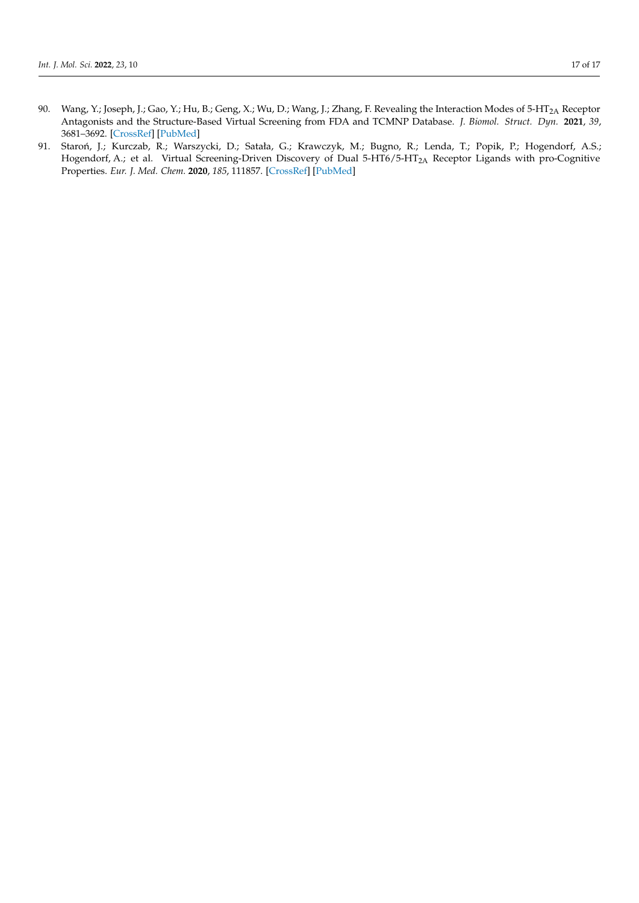90. Wang, Y.; Joseph, J.; Gao, Y.; Hu, B.; Geng, X.; Wu, D.; Wang, J.; Zhang, F. Revealing the Interaction Modes of 5-HT$_{2A}$ Receptor Antagonists and the Structure-Based Virtual Screening from FDA and TCMNP Database. *J. Biomol. Struct. Dyn.* **2021**, *39*, 3681–3692. [CrossRef] [PubMed]
91. Staroń, J.; Kurczab, R.; Warszycki, D.; Satała, G.; Krawczyk, M.; Bugno, R.; Lenda, T.; Popik, P.; Hogendorf, A.S.; Hogendorf, A.; et al. Virtual Screening-Driven Discovery of Dual 5-HT6/5-HT$_{2A}$ Receptor Ligands with pro-Cognitive Properties. *Eur. J. Med. Chem.* **2020**, *185*, 111857. [CrossRef] [PubMed]